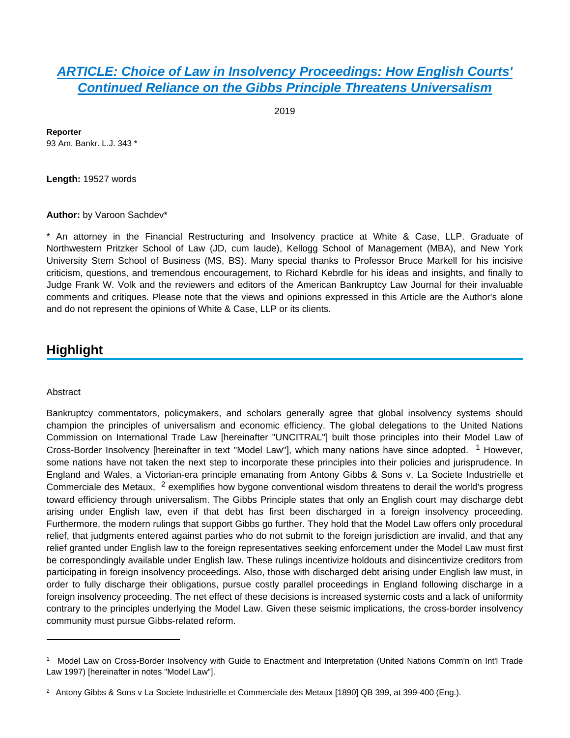# *ARTICLE: Choice of Law in Insolvency Proceedings: How English Courts' Continued Reliance on the Gibbs Principle Threatens Universalism*

2019

**Reporter**
93 Am. Bankr. L.J. 343 *

**Length:** 19527 words

**Author:** by Varoon Sachdev*

* An attorney in the Financial Restructuring and Insolvency practice at White & Case, LLP. Graduate of Northwestern Pritzker School of Law (JD, cum laude), Kellogg School of Management (MBA), and New York University Stern School of Business (MS, BS). Many special thanks to Professor Bruce Markell for his incisive criticism, questions, and tremendous encouragement, to Richard Kebrdle for his ideas and insights, and finally to Judge Frank W. Volk and the reviewers and editors of the American Bankruptcy Law Journal for their invaluable comments and critiques. Please note that the views and opinions expressed in this Article are the Author's alone and do not represent the opinions of White & Case, LLP or its clients.

## Highlight

Abstract

Bankruptcy commentators, policymakers, and scholars generally agree that global insolvency systems should champion the principles of universalism and economic efficiency. The global delegations to the United Nations Commission on International Trade Law [hereinafter "UNCITRAL"] built those principles into their Model Law of Cross-Border Insolvency [hereinafter in text "Model Law"], which many nations have since adopted. [1] However, some nations have not taken the next step to incorporate these principles into their policies and jurisprudence. In England and Wales, a Victorian-era principle emanating from Antony Gibbs & Sons v. La Societe Industrielle et Commerciale des Metaux, [2] exemplifies how bygone conventional wisdom threatens to derail the world's progress toward efficiency through universalism. The Gibbs Principle states that only an English court may discharge debt arising under English law, even if that debt has first been discharged in a foreign insolvency proceeding. Furthermore, the modern rulings that support Gibbs go further. They hold that the Model Law offers only procedural relief, that judgments entered against parties who do not submit to the foreign jurisdiction are invalid, and that any relief granted under English law to the foreign representatives seeking enforcement under the Model Law must first be correspondingly available under English law. These rulings incentivize holdouts and disincentivize creditors from participating in foreign insolvency proceedings. Also, those with discharged debt arising under English law must, in order to fully discharge their obligations, pursue costly parallel proceedings in England following discharge in a foreign insolvency proceeding. The net effect of these decisions is increased systemic costs and a lack of uniformity contrary to the principles underlying the Model Law. Given these seismic implications, the cross-border insolvency community must pursue Gibbs-related reform.

---

[1] Model Law on Cross-Border Insolvency with Guide to Enactment and Interpretation (United Nations Comm'n on Int'l Trade Law 1997) [hereinafter in notes "Model Law"].

[2] Antony Gibbs & Sons v La Societe Industrielle et Commerciale des Metaux [1890] QB 399, at 399-400 (Eng.).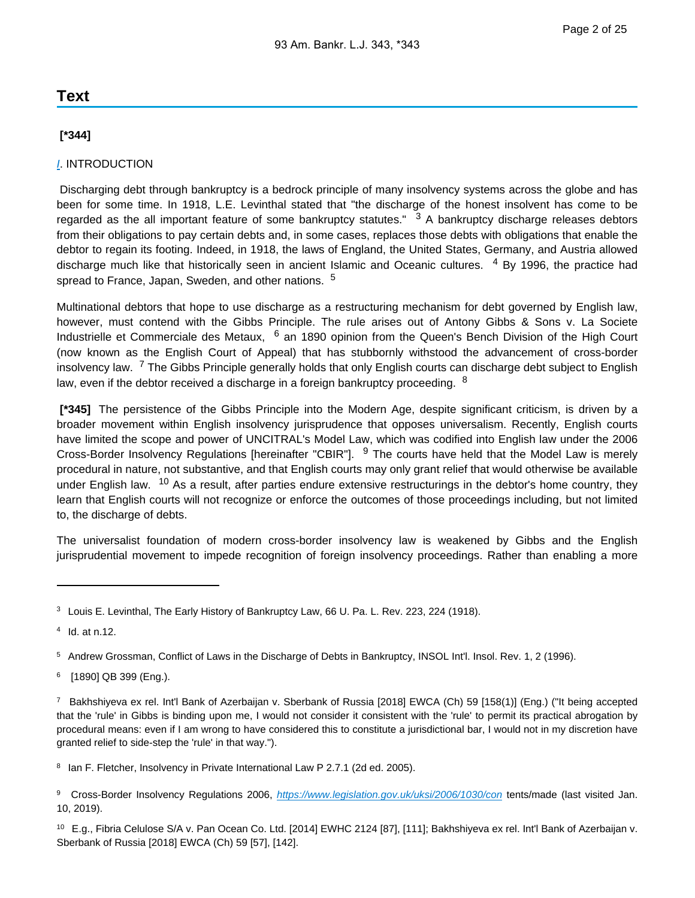# Text

**[*344]**

I. INTRODUCTION

Discharging debt through bankruptcy is a bedrock principle of many insolvency systems across the globe and has been for some time. In 1918, L.E. Levinthal stated that "the discharge of the honest insolvent has come to be regarded as the all important feature of some bankruptcy statutes." [3] A bankruptcy discharge releases debtors from their obligations to pay certain debts and, in some cases, replaces those debts with obligations that enable the debtor to regain its footing. Indeed, in 1918, the laws of England, the United States, Germany, and Austria allowed discharge much like that historically seen in ancient Islamic and Oceanic cultures. [4] By 1996, the practice had spread to France, Japan, Sweden, and other nations. [5]

Multinational debtors that hope to use discharge as a restructuring mechanism for debt governed by English law, however, must contend with the Gibbs Principle. The rule arises out of Antony Gibbs & Sons v. La Societe Industrielle et Commerciale des Metaux, [6] an 1890 opinion from the Queen's Bench Division of the High Court (now known as the English Court of Appeal) that has stubbornly withstood the advancement of cross-border insolvency law. [7] The Gibbs Principle generally holds that only English courts can discharge debt subject to English law, even if the debtor received a discharge in a foreign bankruptcy proceeding. [8]

**[*345]** The persistence of the Gibbs Principle into the Modern Age, despite significant criticism, is driven by a broader movement within English insolvency jurisprudence that opposes universalism. Recently, English courts have limited the scope and power of UNCITRAL's Model Law, which was codified into English law under the 2006 Cross-Border Insolvency Regulations [hereinafter "CBIR"]. [9] The courts have held that the Model Law is merely procedural in nature, not substantive, and that English courts may only grant relief that would otherwise be available under English law. [10] As a result, after parties endure extensive restructurings in the debtor's home country, they learn that English courts will not recognize or enforce the outcomes of those proceedings including, but not limited to, the discharge of debts.

The universalist foundation of modern cross-border insolvency law is weakened by Gibbs and the English jurisprudential movement to impede recognition of foreign insolvency proceedings. Rather than enabling a more

---

[3] Louis E. Levinthal, The Early History of Bankruptcy Law, 66 U. Pa. L. Rev. 223, 224 (1918).

[4] Id. at n.12.

[5] Andrew Grossman, Conflict of Laws in the Discharge of Debts in Bankruptcy, INSOL Int'l. Insol. Rev. 1, 2 (1996).

[6] [1890] QB 399 (Eng.).

[7] Bakhshiyeva ex rel. Int'l Bank of Azerbaijan v. Sberbank of Russia [2018] EWCA (Ch) 59 [158(1)] (Eng.) ("It being accepted that the 'rule' in Gibbs is binding upon me, I would not consider it consistent with the 'rule' to permit its practical abrogation by procedural means: even if I am wrong to have considered this to constitute a jurisdictional bar, I would not in my discretion have granted relief to side-step the 'rule' in that way.").

[8] Ian F. Fletcher, Insolvency in Private International Law P 2.7.1 (2d ed. 2005).

[9] Cross-Border Insolvency Regulations 2006, https://www.legislation.gov.uk/uksi/2006/1030/contents/made (last visited Jan. 10, 2019).

[10] E.g., Fibria Celulose S/A v. Pan Ocean Co. Ltd. [2014] EWHC 2124 [87], [111]; Bakhshiyeva ex rel. Int'l Bank of Azerbaijan v. Sberbank of Russia [2018] EWCA (Ch) 59 [57], [142].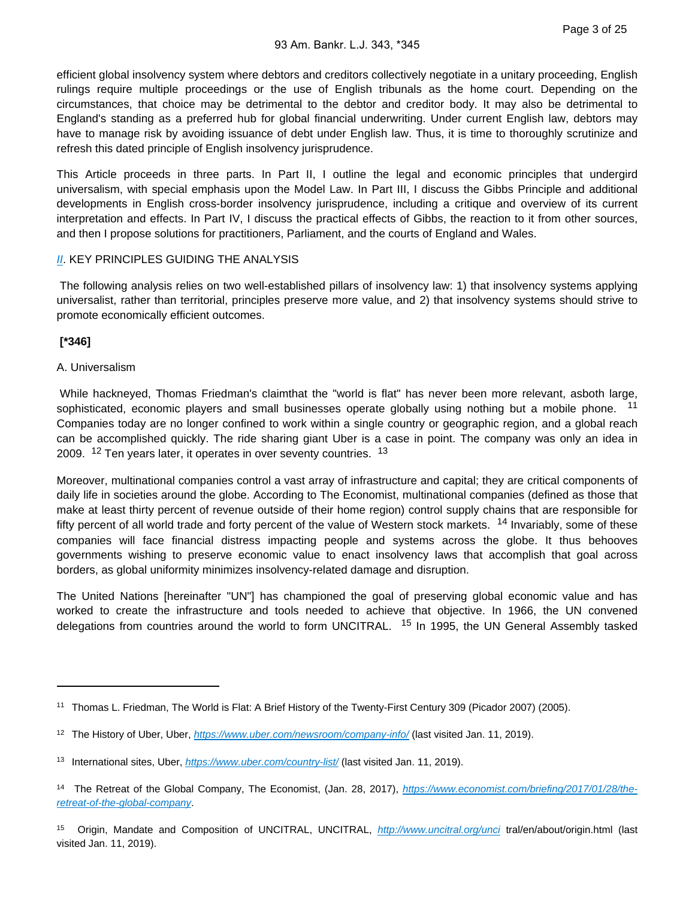efficient global insolvency system where debtors and creditors collectively negotiate in a unitary proceeding, English rulings require multiple proceedings or the use of English tribunals as the home court. Depending on the circumstances, that choice may be detrimental to the debtor and creditor body. It may also be detrimental to England's standing as a preferred hub for global financial underwriting. Under current English law, debtors may have to manage risk by avoiding issuance of debt under English law. Thus, it is time to thoroughly scrutinize and refresh this dated principle of English insolvency jurisprudence.

This Article proceeds in three parts. In Part II, I outline the legal and economic principles that undergird universalism, with special emphasis upon the Model Law. In Part III, I discuss the Gibbs Principle and additional developments in English cross-border insolvency jurisprudence, including a critique and overview of its current interpretation and effects. In Part IV, I discuss the practical effects of Gibbs, the reaction to it from other sources, and then I propose solutions for practitioners, Parliament, and the courts of England and Wales.

## II. KEY PRINCIPLES GUIDING THE ANALYSIS

The following analysis relies on two well-established pillars of insolvency law: 1) that insolvency systems applying universalist, rather than territorial, principles preserve more value, and 2) that insolvency systems should strive to promote economically efficient outcomes.

**[*346]**

### A. Universalism

While hackneyed, Thomas Friedman's claimthat the "world is flat" has never been more relevant, asboth large, sophisticated, economic players and small businesses operate globally using nothing but a mobile phone. [11] Companies today are no longer confined to work within a single country or geographic region, and a global reach can be accomplished quickly. The ride sharing giant Uber is a case in point. The company was only an idea in 2009. [12] Ten years later, it operates in over seventy countries. [13]

Moreover, multinational companies control a vast array of infrastructure and capital; they are critical components of daily life in societies around the globe. According to The Economist, multinational companies (defined as those that make at least thirty percent of revenue outside of their home region) control supply chains that are responsible for fifty percent of all world trade and forty percent of the value of Western stock markets. [14] Invariably, some of these companies will face financial distress impacting people and systems across the globe. It thus behooves governments wishing to preserve economic value to enact insolvency laws that accomplish that goal across borders, as global uniformity minimizes insolvency-related damage and disruption.

The United Nations [hereinafter "UN"] has championed the goal of preserving global economic value and has worked to create the infrastructure and tools needed to achieve that objective. In 1966, the UN convened delegations from countries around the world to form UNCITRAL. [15] In 1995, the UN General Assembly tasked

---

[11] Thomas L. Friedman, The World is Flat: A Brief History of the Twenty-First Century 309 (Picador 2007) (2005).

[12] The History of Uber, Uber, *https://www.uber.com/newsroom/company-info/* (last visited Jan. 11, 2019).

[13] International sites, Uber, *https://www.uber.com/country-list/* (last visited Jan. 11, 2019).

[14] The Retreat of the Global Company, The Economist, (Jan. 28, 2017), *https://www.economist.com/briefing/2017/01/28/the-retreat-of-the-global-company*.

[15] Origin, Mandate and Composition of UNCITRAL, UNCITRAL, *http://www.uncitral.org/unci* tral/en/about/origin.html (last visited Jan. 11, 2019).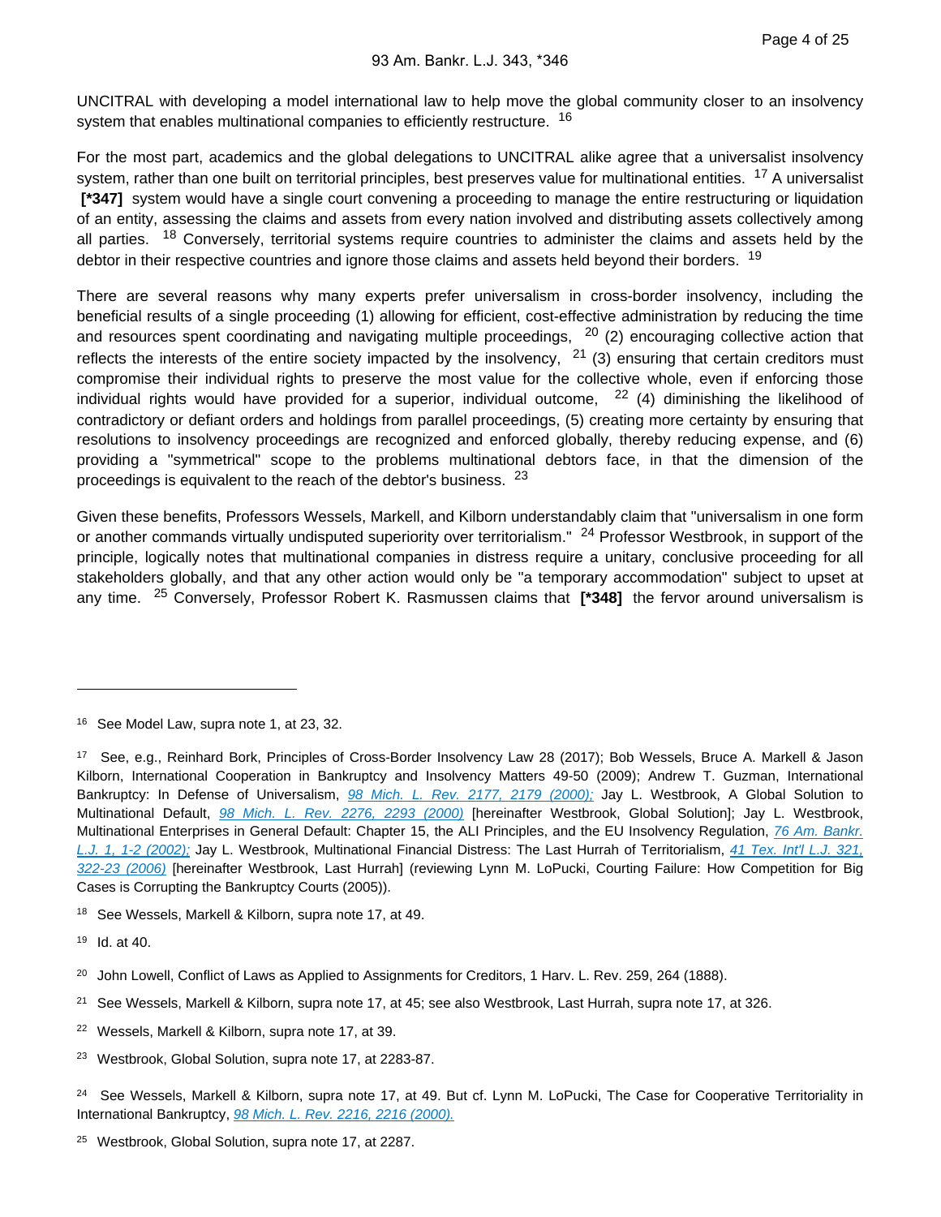UNCITRAL with developing a model international law to help move the global community closer to an insolvency system that enables multinational companies to efficiently restructure. [16]

For the most part, academics and the global delegations to UNCITRAL alike agree that a universalist insolvency system, rather than one built on territorial principles, best preserves value for multinational entities. [17] A universalist **[*347]** system would have a single court convening a proceeding to manage the entire restructuring or liquidation of an entity, assessing the claims and assets from every nation involved and distributing assets collectively among all parties. [18] Conversely, territorial systems require countries to administer the claims and assets held by the debtor in their respective countries and ignore those claims and assets held beyond their borders. [19]

There are several reasons why many experts prefer universalism in cross-border insolvency, including the beneficial results of a single proceeding (1) allowing for efficient, cost-effective administration by reducing the time and resources spent coordinating and navigating multiple proceedings, [20] (2) encouraging collective action that reflects the interests of the entire society impacted by the insolvency, [21] (3) ensuring that certain creditors must compromise their individual rights to preserve the most value for the collective whole, even if enforcing those individual rights would have provided for a superior, individual outcome, [22] (4) diminishing the likelihood of contradictory or defiant orders and holdings from parallel proceedings, (5) creating more certainty by ensuring that resolutions to insolvency proceedings are recognized and enforced globally, thereby reducing expense, and (6) providing a "symmetrical" scope to the problems multinational debtors face, in that the dimension of the proceedings is equivalent to the reach of the debtor's business. [23]

Given these benefits, Professors Wessels, Markell, and Kilborn understandably claim that "universalism in one form or another commands virtually undisputed superiority over territorialism." [24] Professor Westbrook, in support of the principle, logically notes that multinational companies in distress require a unitary, conclusive proceeding for all stakeholders globally, and that any other action would only be "a temporary accommodation" subject to upset at any time. [25] Conversely, Professor Robert K. Rasmussen claims that **[*348]** the fervor around universalism is

---

[16] See Model Law, supra note 1, at 23, 32.

[17] See, e.g., Reinhard Bork, Principles of Cross-Border Insolvency Law 28 (2017); Bob Wessels, Bruce A. Markell & Jason Kilborn, International Cooperation in Bankruptcy and Insolvency Matters 49-50 (2009); Andrew T. Guzman, International Bankruptcy: In Defense of Universalism, *98 Mich. L. Rev. 2177, 2179 (2000);* Jay L. Westbrook, A Global Solution to Multinational Default, *98 Mich. L. Rev. 2276, 2293 (2000)* [hereinafter Westbrook, Global Solution]; Jay L. Westbrook, Multinational Enterprises in General Default: Chapter 15, the ALI Principles, and the EU Insolvency Regulation, *76 Am. Bankr. L.J. 1, 1-2 (2002);* Jay L. Westbrook, Multinational Financial Distress: The Last Hurrah of Territorialism, *41 Tex. Int'l L.J. 321, 322-23 (2006)* [hereinafter Westbrook, Last Hurrah] (reviewing Lynn M. LoPucki, Courting Failure: How Competition for Big Cases is Corrupting the Bankruptcy Courts (2005)).

[18] See Wessels, Markell & Kilborn, supra note 17, at 49.

[19] Id. at 40.

[20] John Lowell, Conflict of Laws as Applied to Assignments for Creditors, 1 Harv. L. Rev. 259, 264 (1888).

[21] See Wessels, Markell & Kilborn, supra note 17, at 45; see also Westbrook, Last Hurrah, supra note 17, at 326.

[22] Wessels, Markell & Kilborn, supra note 17, at 39.

[23] Westbrook, Global Solution, supra note 17, at 2283-87.

[24] See Wessels, Markell & Kilborn, supra note 17, at 49. But cf. Lynn M. LoPucki, The Case for Cooperative Territoriality in International Bankruptcy, *98 Mich. L. Rev. 2216, 2216 (2000).*

[25] Westbrook, Global Solution, supra note 17, at 2287.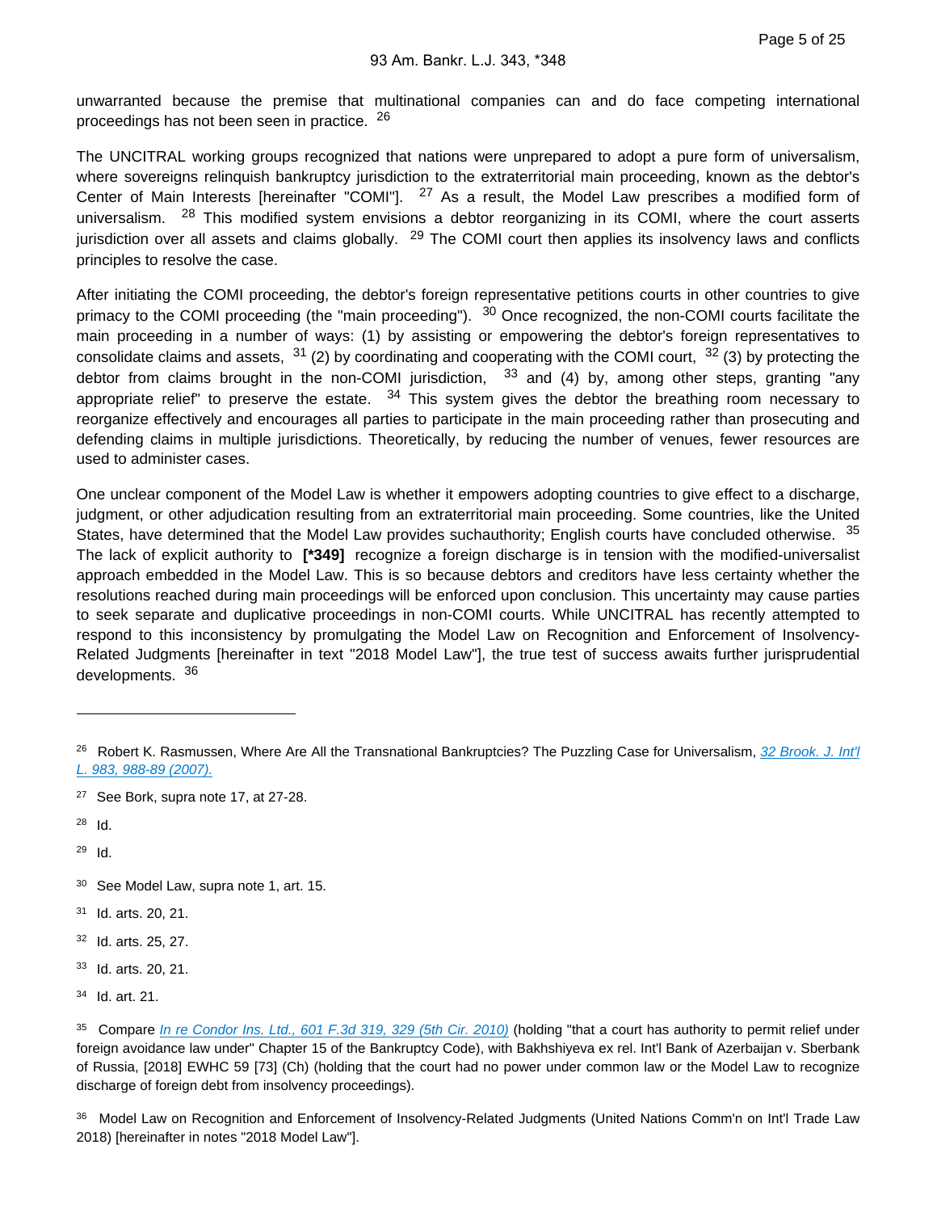unwarranted because the premise that multinational companies can and do face competing international proceedings has not been seen in practice. [26]

The UNCITRAL working groups recognized that nations were unprepared to adopt a pure form of universalism, where sovereigns relinquish bankruptcy jurisdiction to the extraterritorial main proceeding, known as the debtor's Center of Main Interests [hereinafter "COMI"]. [27] As a result, the Model Law prescribes a modified form of universalism. [28] This modified system envisions a debtor reorganizing in its COMI, where the court asserts jurisdiction over all assets and claims globally. [29] The COMI court then applies its insolvency laws and conflicts principles to resolve the case.

After initiating the COMI proceeding, the debtor's foreign representative petitions courts in other countries to give primacy to the COMI proceeding (the "main proceeding"). [30] Once recognized, the non-COMI courts facilitate the main proceeding in a number of ways: (1) by assisting or empowering the debtor's foreign representatives to consolidate claims and assets, [31] (2) by coordinating and cooperating with the COMI court, [32] (3) by protecting the debtor from claims brought in the non-COMI jurisdiction, [33] and (4) by, among other steps, granting "any appropriate relief" to preserve the estate. [34] This system gives the debtor the breathing room necessary to reorganize effectively and encourages all parties to participate in the main proceeding rather than prosecuting and defending claims in multiple jurisdictions. Theoretically, by reducing the number of venues, fewer resources are used to administer cases.

One unclear component of the Model Law is whether it empowers adopting countries to give effect to a discharge, judgment, or other adjudication resulting from an extraterritorial main proceeding. Some countries, like the United States, have determined that the Model Law provides suchauthority; English courts have concluded otherwise. [35] The lack of explicit authority to **[*349]** recognize a foreign discharge is in tension with the modified-universalist approach embedded in the Model Law. This is so because debtors and creditors have less certainty whether the resolutions reached during main proceedings will be enforced upon conclusion. This uncertainty may cause parties to seek separate and duplicative proceedings in non-COMI courts. While UNCITRAL has recently attempted to respond to this inconsistency by promulgating the Model Law on Recognition and Enforcement of Insolvency-Related Judgments [hereinafter in text "2018 Model Law"], the true test of success awaits further jurisprudential developments. [36]

---

[26] Robert K. Rasmussen, Where Are All the Transnational Bankruptcies? The Puzzling Case for Universalism, *32 Brook. J. Int'l L. 983, 988-89 (2007).*

[27] See Bork, supra note 17, at 27-28.

[28] Id.

[29] Id.

[30] See Model Law, supra note 1, art. 15.

[31] Id. arts. 20, 21.

[32] Id. arts. 25, 27.

[33] Id. arts. 20, 21.

[34] Id. art. 21.

[35] Compare *In re Condor Ins. Ltd., 601 F.3d 319, 329 (5th Cir. 2010)* (holding "that a court has authority to permit relief under foreign avoidance law under" Chapter 15 of the Bankruptcy Code), with Bakhshiyeva ex rel. Int'l Bank of Azerbaijan v. Sberbank of Russia, [2018] EWHC 59 [73] (Ch) (holding that the court had no power under common law or the Model Law to recognize discharge of foreign debt from insolvency proceedings).

[36] Model Law on Recognition and Enforcement of Insolvency-Related Judgments (United Nations Comm'n on Int'l Trade Law 2018) [hereinafter in notes "2018 Model Law"].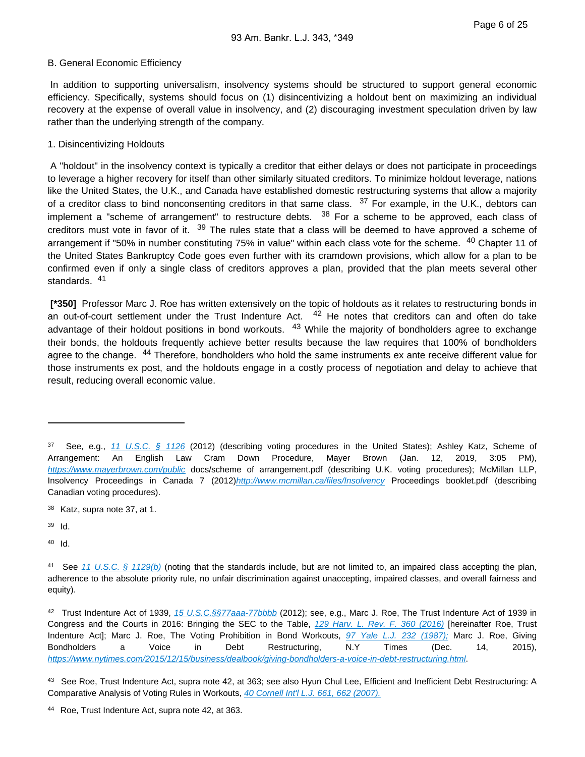B. General Economic Efficiency

In addition to supporting universalism, insolvency systems should be structured to support general economic efficiency. Specifically, systems should focus on (1) disincentivizing a holdout bent on maximizing an individual recovery at the expense of overall value in insolvency, and (2) discouraging investment speculation driven by law rather than the underlying strength of the company.

1. Disincentivizing Holdouts

A "holdout" in the insolvency context is typically a creditor that either delays or does not participate in proceedings to leverage a higher recovery for itself than other similarly situated creditors. To minimize holdout leverage, nations like the United States, the U.K., and Canada have established domestic restructuring systems that allow a majority of a creditor class to bind nonconsenting creditors in that same class. [37] For example, in the U.K., debtors can implement a "scheme of arrangement" to restructure debts. [38] For a scheme to be approved, each class of creditors must vote in favor of it. [39] The rules state that a class will be deemed to have approved a scheme of arrangement if "50% in number constituting 75% in value" within each class vote for the scheme. [40] Chapter 11 of the United States Bankruptcy Code goes even further with its cramdown provisions, which allow for a plan to be confirmed even if only a single class of creditors approves a plan, provided that the plan meets several other standards. [41]

**[*350]** Professor Marc J. Roe has written extensively on the topic of holdouts as it relates to restructuring bonds in an out-of-court settlement under the Trust Indenture Act. [42] He notes that creditors can and often do take advantage of their holdout positions in bond workouts. [43] While the majority of bondholders agree to exchange their bonds, the holdouts frequently achieve better results because the law requires that 100% of bondholders agree to the change. [44] Therefore, bondholders who hold the same instruments ex ante receive different value for those instruments ex post, and the holdouts engage in a costly process of negotiation and delay to achieve that result, reducing overall economic value.

---

[37] See, e.g., *11 U.S.C. § 1126* (2012) (describing voting procedures in the United States); Ashley Katz, Scheme of Arrangement: An English Law Cram Down Procedure, Mayer Brown (Jan. 12, 2019, 3:05 PM), *https://www.mayerbrown.com/public* docs/scheme of arrangement.pdf (describing U.K. voting procedures); McMillan LLP, Insolvency Proceedings in Canada 7 (2012)*http://www.mcmillan.ca/files/Insolvency* Proceedings booklet.pdf (describing Canadian voting procedures).

[38] Katz, supra note 37, at 1.

[39] Id.

[40] Id.

[41] See *11 U.S.C. § 1129(b)* (noting that the standards include, but are not limited to, an impaired class accepting the plan, adherence to the absolute priority rule, no unfair discrimination against unaccepting, impaired classes, and overall fairness and equity).

[42] Trust Indenture Act of 1939, *15 U.S.C.§§77aaa-77bbbb* (2012); see, e.g., Marc J. Roe, The Trust Indenture Act of 1939 in Congress and the Courts in 2016: Bringing the SEC to the Table, *129 Harv. L. Rev. F. 360 (2016)* [hereinafter Roe, Trust Indenture Act]; Marc J. Roe, The Voting Prohibition in Bond Workouts, *97 Yale L.J. 232 (1987);* Marc J. Roe, Giving Bondholders a Voice in Debt Restructuring, N.Y Times (Dec. 14, 2015), *https://www.nytimes.com/2015/12/15/business/dealbook/giving-bondholders-a-voice-in-debt-restructuring.html*.

[43] See Roe, Trust Indenture Act, supra note 42, at 363; see also Hyun Chul Lee, Efficient and Inefficient Debt Restructuring: A Comparative Analysis of Voting Rules in Workouts, *40 Cornell Int'l L.J. 661, 662 (2007).*

[44] Roe, Trust Indenture Act, supra note 42, at 363.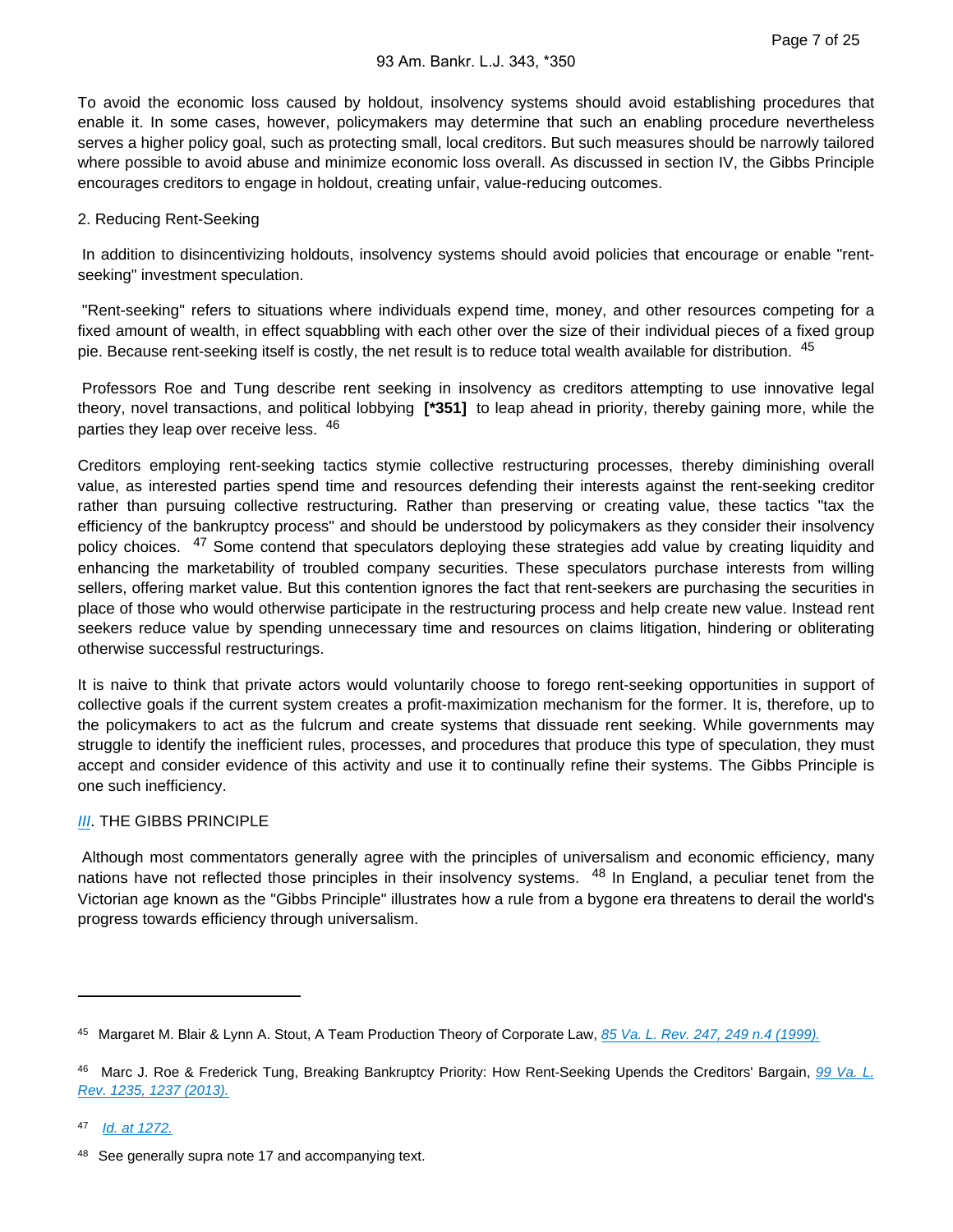To avoid the economic loss caused by holdout, insolvency systems should avoid establishing procedures that enable it. In some cases, however, policymakers may determine that such an enabling procedure nevertheless serves a higher policy goal, such as protecting small, local creditors. But such measures should be narrowly tailored where possible to avoid abuse and minimize economic loss overall. As discussed in section IV, the Gibbs Principle encourages creditors to engage in holdout, creating unfair, value-reducing outcomes.

2. Reducing Rent-Seeking

In addition to disincentivizing holdouts, insolvency systems should avoid policies that encourage or enable "rent-seeking" investment speculation.

"Rent-seeking" refers to situations where individuals expend time, money, and other resources competing for a fixed amount of wealth, in effect squabbling with each other over the size of their individual pieces of a fixed group pie. Because rent-seeking itself is costly, the net result is to reduce total wealth available for distribution. [45]

Professors Roe and Tung describe rent seeking in insolvency as creditors attempting to use innovative legal theory, novel transactions, and political lobbying **[*351]** to leap ahead in priority, thereby gaining more, while the parties they leap over receive less. [46]

Creditors employing rent-seeking tactics stymie collective restructuring processes, thereby diminishing overall value, as interested parties spend time and resources defending their interests against the rent-seeking creditor rather than pursuing collective restructuring. Rather than preserving or creating value, these tactics "tax the efficiency of the bankruptcy process" and should be understood by policymakers as they consider their insolvency policy choices. [47] Some contend that speculators deploying these strategies add value by creating liquidity and enhancing the marketability of troubled company securities. These speculators purchase interests from willing sellers, offering market value. But this contention ignores the fact that rent-seekers are purchasing the securities in place of those who would otherwise participate in the restructuring process and help create new value. Instead rent seekers reduce value by spending unnecessary time and resources on claims litigation, hindering or obliterating otherwise successful restructurings.

It is naive to think that private actors would voluntarily choose to forego rent-seeking opportunities in support of collective goals if the current system creates a profit-maximization mechanism for the former. It is, therefore, up to the policymakers to act as the fulcrum and create systems that dissuade rent seeking. While governments may struggle to identify the inefficient rules, processes, and procedures that produce this type of speculation, they must accept and consider evidence of this activity and use it to continually refine their systems. The Gibbs Principle is one such inefficiency.

## III. THE GIBBS PRINCIPLE

Although most commentators generally agree with the principles of universalism and economic efficiency, many nations have not reflected those principles in their insolvency systems. [48] In England, a peculiar tenet from the Victorian age known as the "Gibbs Principle" illustrates how a rule from a bygone era threatens to derail the world's progress towards efficiency through universalism.

---

[45] Margaret M. Blair & Lynn A. Stout, A Team Production Theory of Corporate Law, *85 Va. L. Rev. 247, 249 n.4 (1999).*

[46] Marc J. Roe & Frederick Tung, Breaking Bankruptcy Priority: How Rent-Seeking Upends the Creditors' Bargain, *99 Va. L. Rev. 1235, 1237 (2013).*

[47] *Id. at 1272.*

[48] See generally supra note 17 and accompanying text.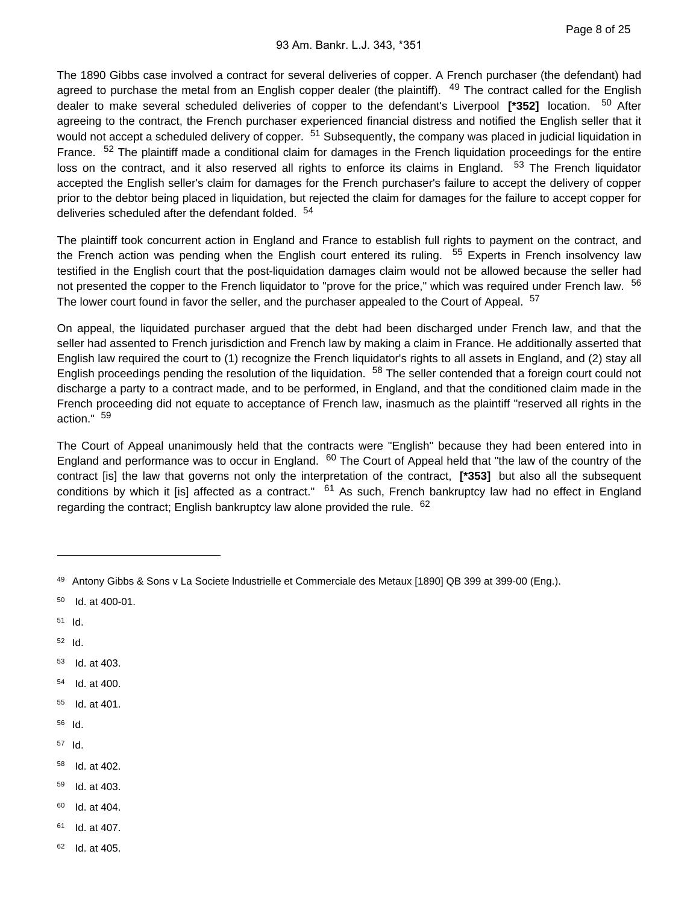The 1890 Gibbs case involved a contract for several deliveries of copper. A French purchaser (the defendant) had agreed to purchase the metal from an English copper dealer (the plaintiff). [49] The contract called for the English dealer to make several scheduled deliveries of copper to the defendant's Liverpool **[*352]** location. [50] After agreeing to the contract, the French purchaser experienced financial distress and notified the English seller that it would not accept a scheduled delivery of copper. [51] Subsequently, the company was placed in judicial liquidation in France. [52] The plaintiff made a conditional claim for damages in the French liquidation proceedings for the entire loss on the contract, and it also reserved all rights to enforce its claims in England. [53] The French liquidator accepted the English seller's claim for damages for the French purchaser's failure to accept the delivery of copper prior to the debtor being placed in liquidation, but rejected the claim for damages for the failure to accept copper for deliveries scheduled after the defendant folded. [54]

The plaintiff took concurrent action in England and France to establish full rights to payment on the contract, and the French action was pending when the English court entered its ruling. [55] Experts in French insolvency law testified in the English court that the post-liquidation damages claim would not be allowed because the seller had not presented the copper to the French liquidator to "prove for the price," which was required under French law. [56] The lower court found in favor the seller, and the purchaser appealed to the Court of Appeal. [57]

On appeal, the liquidated purchaser argued that the debt had been discharged under French law, and that the seller had assented to French jurisdiction and French law by making a claim in France. He additionally asserted that English law required the court to (1) recognize the French liquidator's rights to all assets in England, and (2) stay all English proceedings pending the resolution of the liquidation. [58] The seller contended that a foreign court could not discharge a party to a contract made, and to be performed, in England, and that the conditioned claim made in the French proceeding did not equate to acceptance of French law, inasmuch as the plaintiff "reserved all rights in the action." [59]

The Court of Appeal unanimously held that the contracts were "English" because they had been entered into in England and performance was to occur in England. [60] The Court of Appeal held that "the law of the country of the contract [is] the law that governs not only the interpretation of the contract, **[*353]** but also all the subsequent conditions by which it [is] affected as a contract." [61] As such, French bankruptcy law had no effect in England regarding the contract; English bankruptcy law alone provided the rule. [62]

---

[49] Antony Gibbs & Sons v La Societe Industrielle et Commerciale des Metaux [1890] QB 399 at 399-00 (Eng.).

[50] Id. at 400-01.

[51] Id.

[52] Id.

[53] Id. at 403.

[54] Id. at 400.

[55] Id. at 401.

[56] Id.

[57] Id.

[58] Id. at 402.

[59] Id. at 403.

[60] Id. at 404.

[61] Id. at 407.

[62] Id. at 405.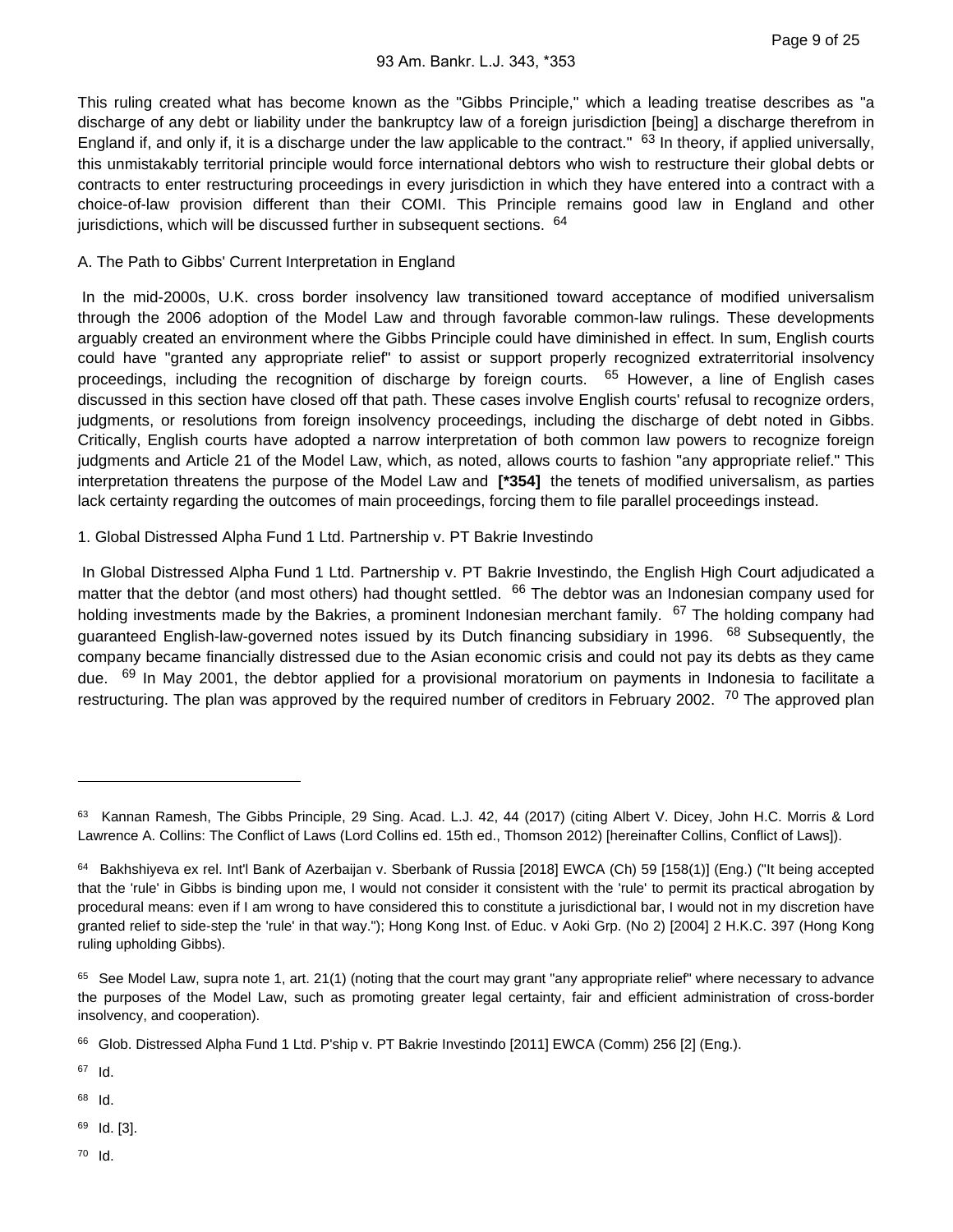This ruling created what has become known as the "Gibbs Principle," which a leading treatise describes as "a discharge of any debt or liability under the bankruptcy law of a foreign jurisdiction [being] a discharge therefrom in England if, and only if, it is a discharge under the law applicable to the contract." [63] In theory, if applied universally, this unmistakably territorial principle would force international debtors who wish to restructure their global debts or contracts to enter restructuring proceedings in every jurisdiction in which they have entered into a contract with a choice-of-law provision different than their COMI. This Principle remains good law in England and other jurisdictions, which will be discussed further in subsequent sections. [64]

A. The Path to Gibbs' Current Interpretation in England

In the mid-2000s, U.K. cross border insolvency law transitioned toward acceptance of modified universalism through the 2006 adoption of the Model Law and through favorable common-law rulings. These developments arguably created an environment where the Gibbs Principle could have diminished in effect. In sum, English courts could have "granted any appropriate relief" to assist or support properly recognized extraterritorial insolvency proceedings, including the recognition of discharge by foreign courts. [65] However, a line of English cases discussed in this section have closed off that path. These cases involve English courts' refusal to recognize orders, judgments, or resolutions from foreign insolvency proceedings, including the discharge of debt noted in Gibbs. Critically, English courts have adopted a narrow interpretation of both common law powers to recognize foreign judgments and Article 21 of the Model Law, which, as noted, allows courts to fashion "any appropriate relief." This interpretation threatens the purpose of the Model Law and **[*354]** the tenets of modified universalism, as parties lack certainty regarding the outcomes of main proceedings, forcing them to file parallel proceedings instead.

1. Global Distressed Alpha Fund 1 Ltd. Partnership v. PT Bakrie Investindo

In Global Distressed Alpha Fund 1 Ltd. Partnership v. PT Bakrie Investindo, the English High Court adjudicated a matter that the debtor (and most others) had thought settled. [66] The debtor was an Indonesian company used for holding investments made by the Bakries, a prominent Indonesian merchant family. [67] The holding company had guaranteed English-law-governed notes issued by its Dutch financing subsidiary in 1996. [68] Subsequently, the company became financially distressed due to the Asian economic crisis and could not pay its debts as they came due. [69] In May 2001, the debtor applied for a provisional moratorium on payments in Indonesia to facilitate a restructuring. The plan was approved by the required number of creditors in February 2002. [70] The approved plan

---

[63] Kannan Ramesh, The Gibbs Principle, 29 Sing. Acad. L.J. 42, 44 (2017) (citing Albert V. Dicey, John H.C. Morris & Lord Lawrence A. Collins: The Conflict of Laws (Lord Collins ed. 15th ed., Thomson 2012) [hereinafter Collins, Conflict of Laws]).

[64] Bakhshiyeva ex rel. Int'l Bank of Azerbaijan v. Sberbank of Russia [2018] EWCA (Ch) 59 [158(1)] (Eng.) ("It being accepted that the 'rule' in Gibbs is binding upon me, I would not consider it consistent with the 'rule' to permit its practical abrogation by procedural means: even if I am wrong to have considered this to constitute a jurisdictional bar, I would not in my discretion have granted relief to side-step the 'rule' in that way."); Hong Kong Inst. of Educ. v Aoki Grp. (No 2) [2004] 2 H.K.C. 397 (Hong Kong ruling upholding Gibbs).

[65] See Model Law, supra note 1, art. 21(1) (noting that the court may grant "any appropriate relief" where necessary to advance the purposes of the Model Law, such as promoting greater legal certainty, fair and efficient administration of cross-border insolvency, and cooperation).

[66] Glob. Distressed Alpha Fund 1 Ltd. P'ship v. PT Bakrie Investindo [2011] EWCA (Comm) 256 [2] (Eng.).

[67] Id.

[68] Id.

[69] Id. [3].

[70] Id.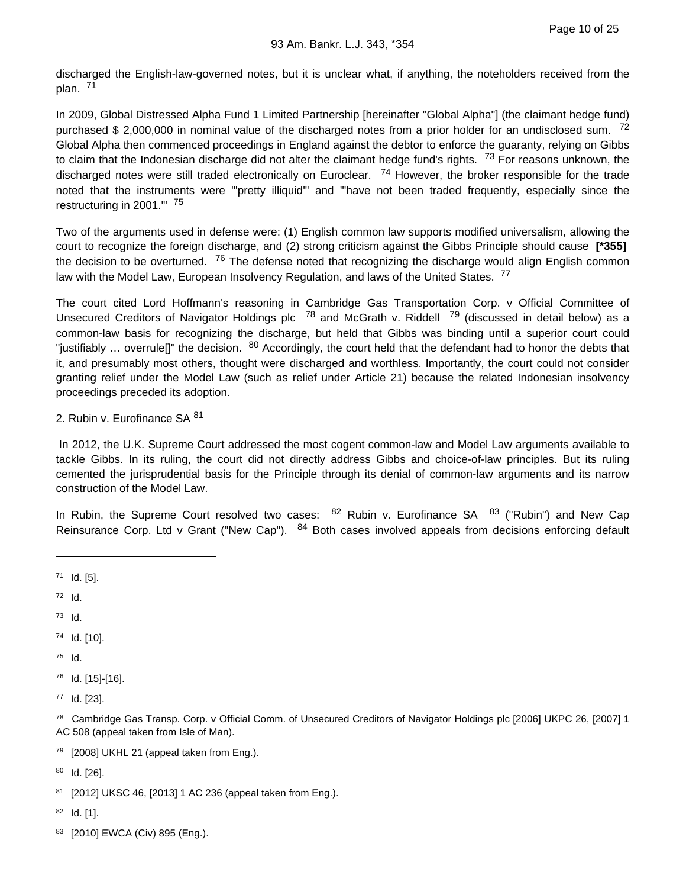discharged the English-law-governed notes, but it is unclear what, if anything, the noteholders received from the plan. [71]

In 2009, Global Distressed Alpha Fund 1 Limited Partnership [hereinafter "Global Alpha"] (the claimant hedge fund) purchased $ 2,000,000 in nominal value of the discharged notes from a prior holder for an undisclosed sum. [72] Global Alpha then commenced proceedings in England against the debtor to enforce the guaranty, relying on Gibbs to claim that the Indonesian discharge did not alter the claimant hedge fund's rights. [73] For reasons unknown, the discharged notes were still traded electronically on Euroclear. [74] However, the broker responsible for the trade noted that the instruments were "'pretty illiquid'" and "'have not been traded frequently, especially since the restructuring in 2001.'" [75]

Two of the arguments used in defense were: (1) English common law supports modified universalism, allowing the court to recognize the foreign discharge, and (2) strong criticism against the Gibbs Principle should cause **[*355]** the decision to be overturned. [76] The defense noted that recognizing the discharge would align English common law with the Model Law, European Insolvency Regulation, and laws of the United States. [77]

The court cited Lord Hoffmann's reasoning in Cambridge Gas Transportation Corp. v Official Committee of Unsecured Creditors of Navigator Holdings plc [78] and McGrath v. Riddell [79] (discussed in detail below) as a common-law basis for recognizing the discharge, but held that Gibbs was binding until a superior court could "justifiably … overrule[]" the decision. [80] Accordingly, the court held that the defendant had to honor the debts that it, and presumably most others, thought were discharged and worthless. Importantly, the court could not consider granting relief under the Model Law (such as relief under Article 21) because the related Indonesian insolvency proceedings preceded its adoption.

2. Rubin v. Eurofinance SA [81]

In 2012, the U.K. Supreme Court addressed the most cogent common-law and Model Law arguments available to tackle Gibbs. In its ruling, the court did not directly address Gibbs and choice-of-law principles. But its ruling cemented the jurisprudential basis for the Principle through its denial of common-law arguments and its narrow construction of the Model Law.

In Rubin, the Supreme Court resolved two cases: [82] Rubin v. Eurofinance SA [83] ("Rubin") and New Cap Reinsurance Corp. Ltd v Grant ("New Cap"). [84] Both cases involved appeals from decisions enforcing default

---

[71] Id. [5].

[72] Id.

[73] Id.

[74] Id. [10].

[75] Id.

[76] Id. [15]-[16].

[77] Id. [23].

[78] Cambridge Gas Transp. Corp. v Official Comm. of Unsecured Creditors of Navigator Holdings plc [2006] UKPC 26, [2007] 1 AC 508 (appeal taken from Isle of Man).

[79] [2008] UKHL 21 (appeal taken from Eng.).

[80] Id. [26].

[81] [2012] UKSC 46, [2013] 1 AC 236 (appeal taken from Eng.).

[82] Id. [1].

[83] [2010] EWCA (Civ) 895 (Eng.).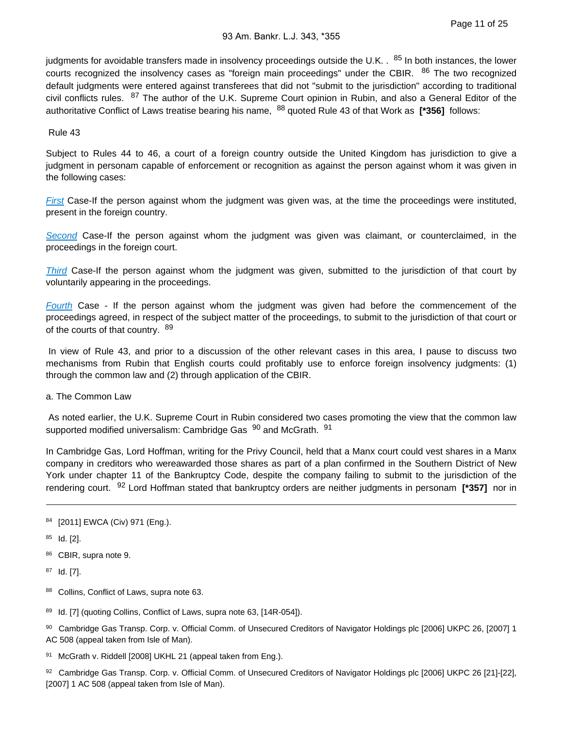judgments for avoidable transfers made in insolvency proceedings outside the U.K. . [85] In both instances, the lower courts recognized the insolvency cases as "foreign main proceedings" under the CBIR. [86] The two recognized default judgments were entered against transferees that did not "submit to the jurisdiction" according to traditional civil conflicts rules. [87] The author of the U.K. Supreme Court opinion in Rubin, and also a General Editor of the authoritative Conflict of Laws treatise bearing his name, [88] quoted Rule 43 of that Work as **[*356]** follows:

Rule 43

Subject to Rules 44 to 46, a court of a foreign country outside the United Kingdom has jurisdiction to give a judgment in personam capable of enforcement or recognition as against the person against whom it was given in the following cases:

*First* Case-If the person against whom the judgment was given was, at the time the proceedings were instituted, present in the foreign country.

*Second* Case-If the person against whom the judgment was given was claimant, or counterclaimed, in the proceedings in the foreign court.

*Third* Case-If the person against whom the judgment was given, submitted to the jurisdiction of that court by voluntarily appearing in the proceedings.

*Fourth* Case - If the person against whom the judgment was given had before the commencement of the proceedings agreed, in respect of the subject matter of the proceedings, to submit to the jurisdiction of that court or of the courts of that country. [89]

In view of Rule 43, and prior to a discussion of the other relevant cases in this area, I pause to discuss two mechanisms from Rubin that English courts could profitably use to enforce foreign insolvency judgments: (1) through the common law and (2) through application of the CBIR.

a. The Common Law

As noted earlier, the U.K. Supreme Court in Rubin considered two cases promoting the view that the common law supported modified universalism: Cambridge Gas [90] and McGrath. [91]

In Cambridge Gas, Lord Hoffman, writing for the Privy Council, held that a Manx court could vest shares in a Manx company in creditors who wereawarded those shares as part of a plan confirmed in the Southern District of New York under chapter 11 of the Bankruptcy Code, despite the company failing to submit to the jurisdiction of the rendering court. [92] Lord Hoffman stated that bankruptcy orders are neither judgments in personam **[*357]** nor in

---

[84] [2011] EWCA (Civ) 971 (Eng.).

[85] Id. [2].

[86] CBIR, supra note 9.

[87] Id. [7].

[88] Collins, Conflict of Laws, supra note 63.

[89] Id. [7] (quoting Collins, Conflict of Laws, supra note 63, [14R-054]).

[90] Cambridge Gas Transp. Corp. v. Official Comm. of Unsecured Creditors of Navigator Holdings plc [2006] UKPC 26, [2007] 1 AC 508 (appeal taken from Isle of Man).

[91] McGrath v. Riddell [2008] UKHL 21 (appeal taken from Eng.).

[92] Cambridge Gas Transp. Corp. v. Official Comm. of Unsecured Creditors of Navigator Holdings plc [2006] UKPC 26 [21]-[22], [2007] 1 AC 508 (appeal taken from Isle of Man).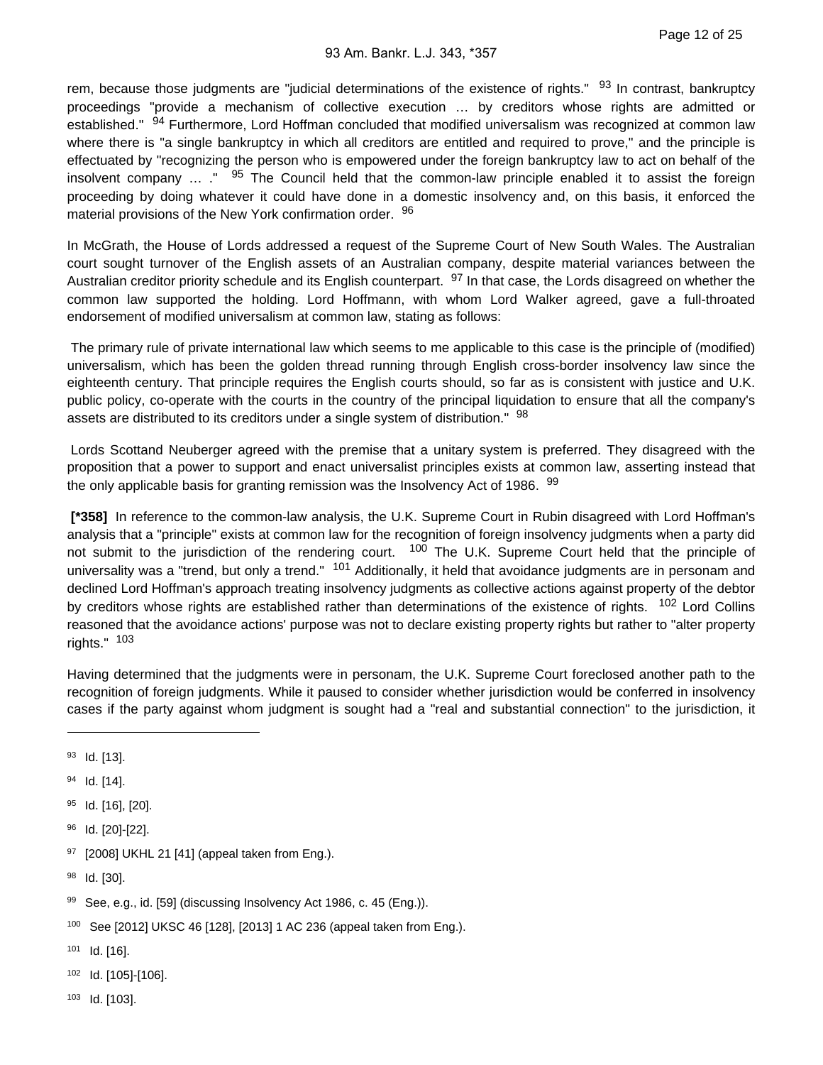rem, because those judgments are "judicial determinations of the existence of rights." [93] In contrast, bankruptcy proceedings "provide a mechanism of collective execution … by creditors whose rights are admitted or established." [94] Furthermore, Lord Hoffman concluded that modified universalism was recognized at common law where there is "a single bankruptcy in which all creditors are entitled and required to prove," and the principle is effectuated by "recognizing the person who is empowered under the foreign bankruptcy law to act on behalf of the insolvent company … ." [95] The Council held that the common-law principle enabled it to assist the foreign proceeding by doing whatever it could have done in a domestic insolvency and, on this basis, it enforced the material provisions of the New York confirmation order. [96]

In McGrath, the House of Lords addressed a request of the Supreme Court of New South Wales. The Australian court sought turnover of the English assets of an Australian company, despite material variances between the Australian creditor priority schedule and its English counterpart. [97] In that case, the Lords disagreed on whether the common law supported the holding. Lord Hoffmann, with whom Lord Walker agreed, gave a full-throated endorsement of modified universalism at common law, stating as follows:

> The primary rule of private international law which seems to me applicable to this case is the principle of (modified) universalism, which has been the golden thread running through English cross-border insolvency law since the eighteenth century. That principle requires the English courts should, so far as is consistent with justice and U.K. public policy, co-operate with the courts in the country of the principal liquidation to ensure that all the company's assets are distributed to its creditors under a single system of distribution." [98]

Lords Scottand Neuberger agreed with the premise that a unitary system is preferred. They disagreed with the proposition that a power to support and enact universalist principles exists at common law, asserting instead that the only applicable basis for granting remission was the Insolvency Act of 1986. [99]

**[*358]** In reference to the common-law analysis, the U.K. Supreme Court in Rubin disagreed with Lord Hoffman's analysis that a "principle" exists at common law for the recognition of foreign insolvency judgments when a party did not submit to the jurisdiction of the rendering court. [100] The U.K. Supreme Court held that the principle of universality was a "trend, but only a trend." [101] Additionally, it held that avoidance judgments are in personam and declined Lord Hoffman's approach treating insolvency judgments as collective actions against property of the debtor by creditors whose rights are established rather than determinations of the existence of rights. [102] Lord Collins reasoned that the avoidance actions' purpose was not to declare existing property rights but rather to "alter property rights." [103]

Having determined that the judgments were in personam, the U.K. Supreme Court foreclosed another path to the recognition of foreign judgments. While it paused to consider whether jurisdiction would be conferred in insolvency cases if the party against whom judgment is sought had a "real and substantial connection" to the jurisdiction, it

---

[93] Id. [13].

[94] Id. [14].

[95] Id. [16], [20].

[96] Id. [20]-[22].

[97] [2008] UKHL 21 [41] (appeal taken from Eng.).

[98] Id. [30].

[99] See, e.g., id. [59] (discussing Insolvency Act 1986, c. 45 (Eng.)).

[100] See [2012] UKSC 46 [128], [2013] 1 AC 236 (appeal taken from Eng.).

[101] Id. [16].

[102] Id. [105]-[106].

[103] Id. [103].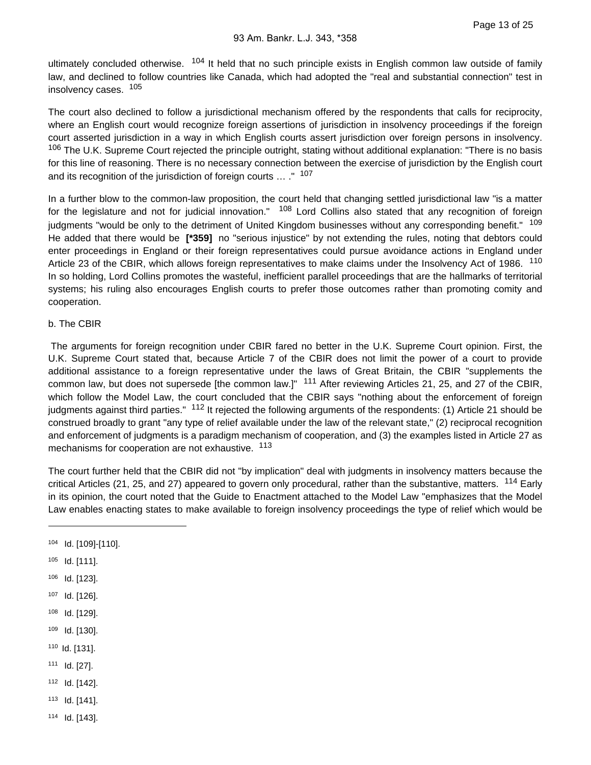ultimately concluded otherwise. [104] It held that no such principle exists in English common law outside of family law, and declined to follow countries like Canada, which had adopted the "real and substantial connection" test in insolvency cases. [105]

The court also declined to follow a jurisdictional mechanism offered by the respondents that calls for reciprocity, where an English court would recognize foreign assertions of jurisdiction in insolvency proceedings if the foreign court asserted jurisdiction in a way in which English courts assert jurisdiction over foreign persons in insolvency. [106] The U.K. Supreme Court rejected the principle outright, stating without additional explanation: "There is no basis for this line of reasoning. There is no necessary connection between the exercise of jurisdiction by the English court and its recognition of the jurisdiction of foreign courts … ." [107]

In a further blow to the common-law proposition, the court held that changing settled jurisdictional law "is a matter for the legislature and not for judicial innovation." [108] Lord Collins also stated that any recognition of foreign judgments "would be only to the detriment of United Kingdom businesses without any corresponding benefit." [109] He added that there would be **[*359]** no "serious injustice" by not extending the rules, noting that debtors could enter proceedings in England or their foreign representatives could pursue avoidance actions in England under Article 23 of the CBIR, which allows foreign representatives to make claims under the Insolvency Act of 1986. [110] In so holding, Lord Collins promotes the wasteful, inefficient parallel proceedings that are the hallmarks of territorial systems; his ruling also encourages English courts to prefer those outcomes rather than promoting comity and cooperation.

b. The CBIR

The arguments for foreign recognition under CBIR fared no better in the U.K. Supreme Court opinion. First, the U.K. Supreme Court stated that, because Article 7 of the CBIR does not limit the power of a court to provide additional assistance to a foreign representative under the laws of Great Britain, the CBIR "supplements the common law, but does not supersede [the common law.]" [111] After reviewing Articles 21, 25, and 27 of the CBIR, which follow the Model Law, the court concluded that the CBIR says "nothing about the enforcement of foreign judgments against third parties." [112] It rejected the following arguments of the respondents: (1) Article 21 should be construed broadly to grant "any type of relief available under the law of the relevant state," (2) reciprocal recognition and enforcement of judgments is a paradigm mechanism of cooperation, and (3) the examples listed in Article 27 as mechanisms for cooperation are not exhaustive. [113]

The court further held that the CBIR did not "by implication" deal with judgments in insolvency matters because the critical Articles (21, 25, and 27) appeared to govern only procedural, rather than the substantive, matters. [114] Early in its opinion, the court noted that the Guide to Enactment attached to the Model Law "emphasizes that the Model Law enables enacting states to make available to foreign insolvency proceedings the type of relief which would be

---

[104] Id. [109]-[110].

[105] Id. [111].

[106] Id. [123].

[107] Id. [126].

[108] Id. [129].

[109] Id. [130].

[110] Id. [131].

[111] Id. [27].

[112] Id. [142].

[113] Id. [141].

[114] Id. [143].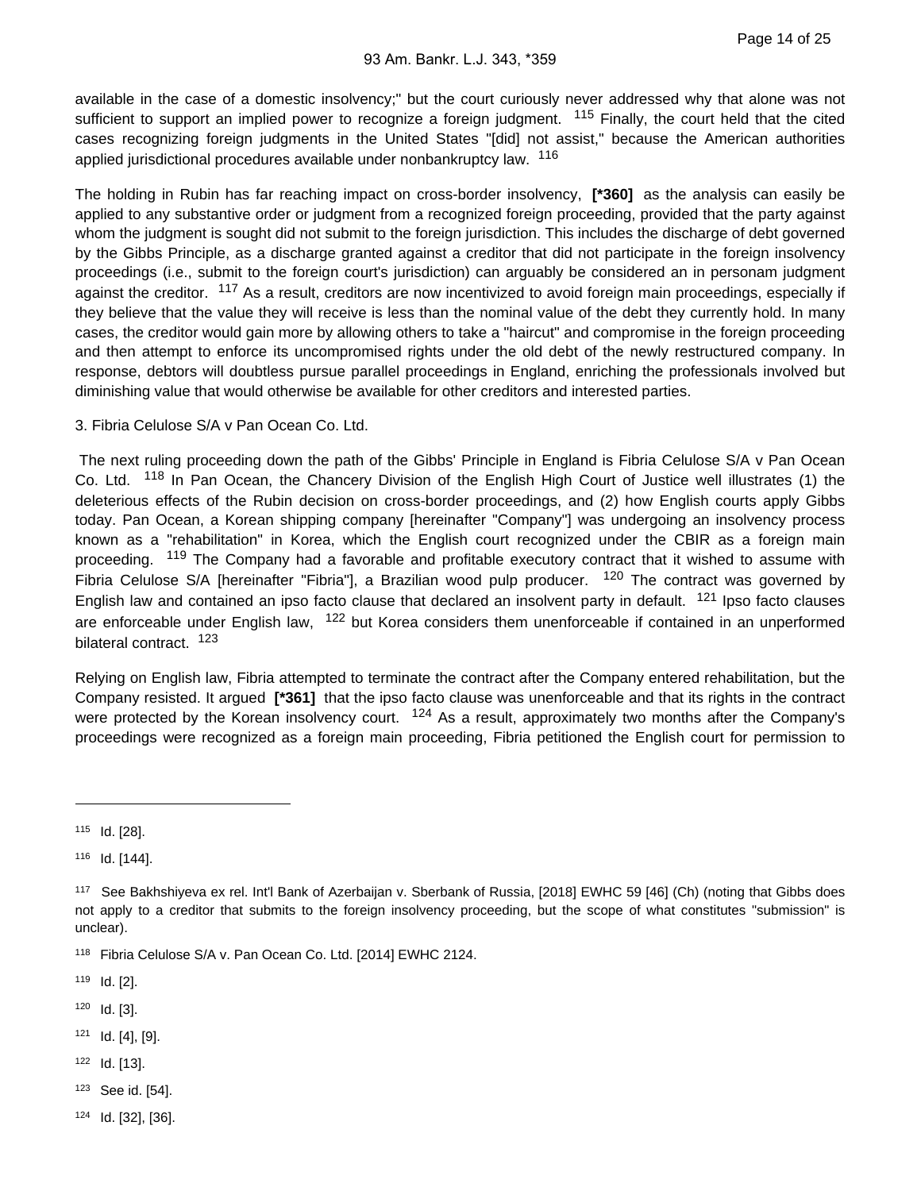available in the case of a domestic insolvency;" but the court curiously never addressed why that alone was not sufficient to support an implied power to recognize a foreign judgment. [115] Finally, the court held that the cited cases recognizing foreign judgments in the United States "[did] not assist," because the American authorities applied jurisdictional procedures available under nonbankruptcy law. [116]

The holding in Rubin has far reaching impact on cross-border insolvency, **[*360]** as the analysis can easily be applied to any substantive order or judgment from a recognized foreign proceeding, provided that the party against whom the judgment is sought did not submit to the foreign jurisdiction. This includes the discharge of debt governed by the Gibbs Principle, as a discharge granted against a creditor that did not participate in the foreign insolvency proceedings (i.e., submit to the foreign court's jurisdiction) can arguably be considered an in personam judgment against the creditor. [117] As a result, creditors are now incentivized to avoid foreign main proceedings, especially if they believe that the value they will receive is less than the nominal value of the debt they currently hold. In many cases, the creditor would gain more by allowing others to take a "haircut" and compromise in the foreign proceeding and then attempt to enforce its uncompromised rights under the old debt of the newly restructured company. In response, debtors will doubtless pursue parallel proceedings in England, enriching the professionals involved but diminishing value that would otherwise be available for other creditors and interested parties.

3. Fibria Celulose S/A v Pan Ocean Co. Ltd.

The next ruling proceeding down the path of the Gibbs' Principle in England is Fibria Celulose S/A v Pan Ocean Co. Ltd. [118] In Pan Ocean, the Chancery Division of the English High Court of Justice well illustrates (1) the deleterious effects of the Rubin decision on cross-border proceedings, and (2) how English courts apply Gibbs today. Pan Ocean, a Korean shipping company [hereinafter "Company"] was undergoing an insolvency process known as a "rehabilitation" in Korea, which the English court recognized under the CBIR as a foreign main proceeding. [119] The Company had a favorable and profitable executory contract that it wished to assume with Fibria Celulose S/A [hereinafter "Fibria"], a Brazilian wood pulp producer. [120] The contract was governed by English law and contained an ipso facto clause that declared an insolvent party in default. [121] Ipso facto clauses are enforceable under English law, [122] but Korea considers them unenforceable if contained in an unperformed bilateral contract. [123]

Relying on English law, Fibria attempted to terminate the contract after the Company entered rehabilitation, but the Company resisted. It argued **[*361]** that the ipso facto clause was unenforceable and that its rights in the contract were protected by the Korean insolvency court. [124] As a result, approximately two months after the Company's proceedings were recognized as a foreign main proceeding, Fibria petitioned the English court for permission to

---

[115] Id. [28].

[116] Id. [144].

[117] See Bakhshiyeva ex rel. Int'l Bank of Azerbaijan v. Sberbank of Russia, [2018] EWHC 59 [46] (Ch) (noting that Gibbs does not apply to a creditor that submits to the foreign insolvency proceeding, but the scope of what constitutes "submission" is unclear).

[118] Fibria Celulose S/A v. Pan Ocean Co. Ltd. [2014] EWHC 2124.

[119] Id. [2].

[120] Id. [3].

[121] Id. [4], [9].

[122] Id. [13].

[123] See id. [54].

[124] Id. [32], [36].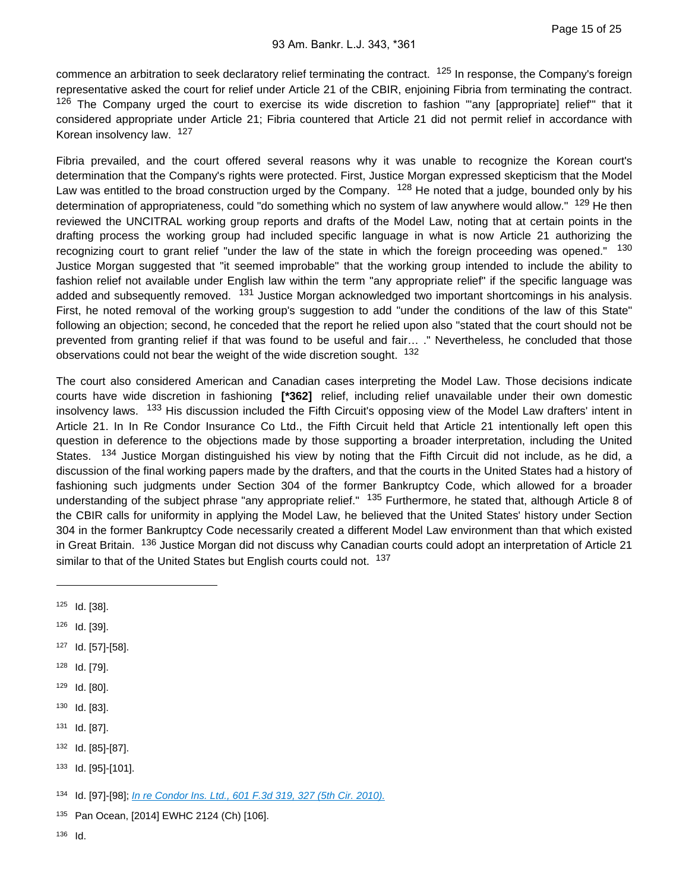commence an arbitration to seek declaratory relief terminating the contract. [125] In response, the Company's foreign representative asked the court for relief under Article 21 of the CBIR, enjoining Fibria from terminating the contract. [126] The Company urged the court to exercise its wide discretion to fashion "'any [appropriate] relief'" that it considered appropriate under Article 21; Fibria countered that Article 21 did not permit relief in accordance with Korean insolvency law. [127]

Fibria prevailed, and the court offered several reasons why it was unable to recognize the Korean court's determination that the Company's rights were protected. First, Justice Morgan expressed skepticism that the Model Law was entitled to the broad construction urged by the Company. [128] He noted that a judge, bounded only by his determination of appropriateness, could "do something which no system of law anywhere would allow." [129] He then reviewed the UNCITRAL working group reports and drafts of the Model Law, noting that at certain points in the drafting process the working group had included specific language in what is now Article 21 authorizing the recognizing court to grant relief "under the law of the state in which the foreign proceeding was opened." [130] Justice Morgan suggested that "it seemed improbable" that the working group intended to include the ability to fashion relief not available under English law within the term "any appropriate relief" if the specific language was added and subsequently removed. [131] Justice Morgan acknowledged two important shortcomings in his analysis. First, he noted removal of the working group's suggestion to add "under the conditions of the law of this State" following an objection; second, he conceded that the report he relied upon also "stated that the court should not be prevented from granting relief if that was found to be useful and fair… ." Nevertheless, he concluded that those observations could not bear the weight of the wide discretion sought. [132]

The court also considered American and Canadian cases interpreting the Model Law. Those decisions indicate courts have wide discretion in fashioning **[\*362]** relief, including relief unavailable under their own domestic insolvency laws. [133] His discussion included the Fifth Circuit's opposing view of the Model Law drafters' intent in Article 21. In In Re Condor Insurance Co Ltd., the Fifth Circuit held that Article 21 intentionally left open this question in deference to the objections made by those supporting a broader interpretation, including the United States. [134] Justice Morgan distinguished his view by noting that the Fifth Circuit did not include, as he did, a discussion of the final working papers made by the drafters, and that the courts in the United States had a history of fashioning such judgments under Section 304 of the former Bankruptcy Code, which allowed for a broader understanding of the subject phrase "any appropriate relief." [135] Furthermore, he stated that, although Article 8 of the CBIR calls for uniformity in applying the Model Law, he believed that the United States' history under Section 304 in the former Bankruptcy Code necessarily created a different Model Law environment than that which existed in Great Britain. [136] Justice Morgan did not discuss why Canadian courts could adopt an interpretation of Article 21 similar to that of the United States but English courts could not. [137]

---

[125] Id. [38].

[126] Id. [39].

[127] Id. [57]-[58].

[128] Id. [79].

[129] Id. [80].

[130] Id. [83].

[131] Id. [87].

[132] Id. [85]-[87].

[133] Id. [95]-[101].

[134] Id. [97]-[98]; *In re Condor Ins. Ltd., 601 F.3d 319, 327 (5th Cir. 2010).*

[135] Pan Ocean, [2014] EWHC 2124 (Ch) [106].

[136] Id.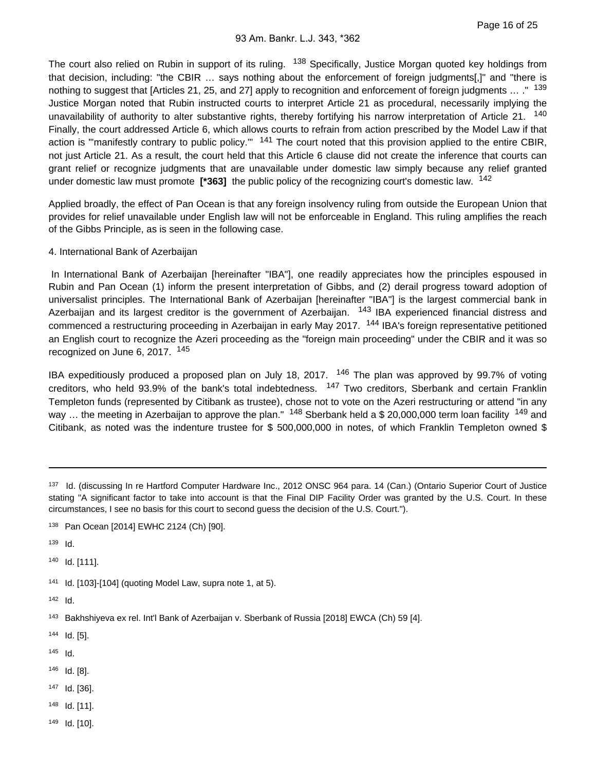The court also relied on Rubin in support of its ruling. [138] Specifically, Justice Morgan quoted key holdings from that decision, including: "the CBIR … says nothing about the enforcement of foreign judgments[,]" and "there is nothing to suggest that [Articles 21, 25, and 27] apply to recognition and enforcement of foreign judgments … ." [139] Justice Morgan noted that Rubin instructed courts to interpret Article 21 as procedural, necessarily implying the unavailability of authority to alter substantive rights, thereby fortifying his narrow interpretation of Article 21. [140] Finally, the court addressed Article 6, which allows courts to refrain from action prescribed by the Model Law if that action is "'manifestly contrary to public policy.'" [141] The court noted that this provision applied to the entire CBIR, not just Article 21. As a result, the court held that this Article 6 clause did not create the inference that courts can grant relief or recognize judgments that are unavailable under domestic law simply because any relief granted under domestic law must promote **[\*363]** the public policy of the recognizing court's domestic law. [142]

Applied broadly, the effect of Pan Ocean is that any foreign insolvency ruling from outside the European Union that provides for relief unavailable under English law will not be enforceable in England. This ruling amplifies the reach of the Gibbs Principle, as is seen in the following case.

4. International Bank of Azerbaijan

In International Bank of Azerbaijan [hereinafter "IBA"], one readily appreciates how the principles espoused in Rubin and Pan Ocean (1) inform the present interpretation of Gibbs, and (2) derail progress toward adoption of universalist principles. The International Bank of Azerbaijan [hereinafter "IBA"] is the largest commercial bank in Azerbaijan and its largest creditor is the government of Azerbaijan. [143] IBA experienced financial distress and commenced a restructuring proceeding in Azerbaijan in early May 2017. [144] IBA's foreign representative petitioned an English court to recognize the Azeri proceeding as the "foreign main proceeding" under the CBIR and it was so recognized on June 6, 2017. [145]

IBA expeditiously produced a proposed plan on July 18, 2017. [146] The plan was approved by 99.7% of voting creditors, who held 93.9% of the bank's total indebtedness. [147] Two creditors, Sberbank and certain Franklin Templeton funds (represented by Citibank as trustee), chose not to vote on the Azeri restructuring or attend "in any way … the meeting in Azerbaijan to approve the plan." [148] Sberbank held a $ 20,000,000 term loan facility [149] and Citibank, as noted was the indenture trustee for $ 500,000,000 in notes, of which Franklin Templeton owned $

---

[137] Id. (discussing In re Hartford Computer Hardware Inc., 2012 ONSC 964 para. 14 (Can.) (Ontario Superior Court of Justice stating "A significant factor to take into account is that the Final DIP Facility Order was granted by the U.S. Court. In these circumstances, I see no basis for this court to second guess the decision of the U.S. Court.").

[138] Pan Ocean [2014] EWHC 2124 (Ch) [90].

[139] Id.

[140] Id. [111].

[141] Id. [103]-[104] (quoting Model Law, supra note 1, at 5).

[142] Id.

[143] Bakhshiyeva ex rel. Int'l Bank of Azerbaijan v. Sberbank of Russia [2018] EWCA (Ch) 59 [4].

[144] Id. [5].

[145] Id.

[146] Id. [8].

[147] Id. [36].

[148] Id. [11].

[149] Id. [10].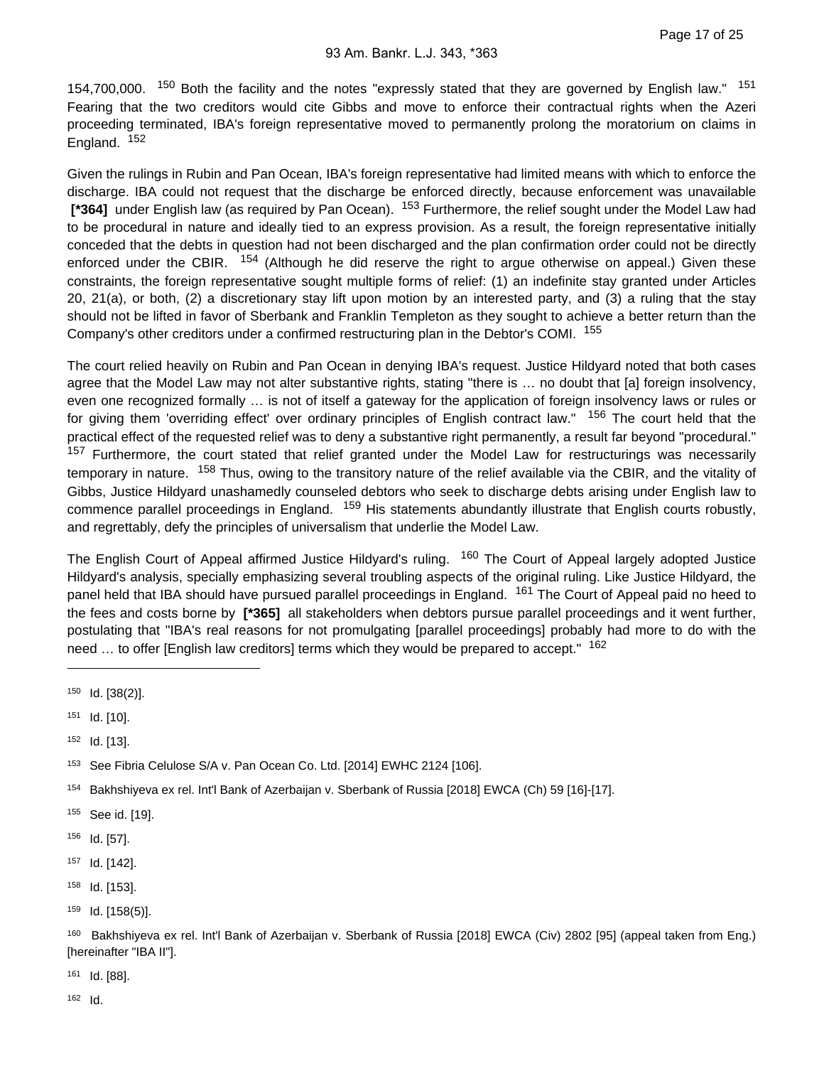154,700,000. [150] Both the facility and the notes "expressly stated that they are governed by English law." [151] Fearing that the two creditors would cite Gibbs and move to enforce their contractual rights when the Azeri proceeding terminated, IBA's foreign representative moved to permanently prolong the moratorium on claims in England. [152]

Given the rulings in Rubin and Pan Ocean, IBA's foreign representative had limited means with which to enforce the discharge. IBA could not request that the discharge be enforced directly, because enforcement was unavailable **[*364]** under English law (as required by Pan Ocean). [153] Furthermore, the relief sought under the Model Law had to be procedural in nature and ideally tied to an express provision. As a result, the foreign representative initially conceded that the debts in question had not been discharged and the plan confirmation order could not be directly enforced under the CBIR. [154] (Although he did reserve the right to argue otherwise on appeal.) Given these constraints, the foreign representative sought multiple forms of relief: (1) an indefinite stay granted under Articles 20, 21(a), or both, (2) a discretionary stay lift upon motion by an interested party, and (3) a ruling that the stay should not be lifted in favor of Sberbank and Franklin Templeton as they sought to achieve a better return than the Company's other creditors under a confirmed restructuring plan in the Debtor's COMI. [155]

The court relied heavily on Rubin and Pan Ocean in denying IBA's request. Justice Hildyard noted that both cases agree that the Model Law may not alter substantive rights, stating "there is … no doubt that [a] foreign insolvency, even one recognized formally … is not of itself a gateway for the application of foreign insolvency laws or rules or for giving them 'overriding effect' over ordinary principles of English contract law." [156] The court held that the practical effect of the requested relief was to deny a substantive right permanently, a result far beyond "procedural." [157] Furthermore, the court stated that relief granted under the Model Law for restructurings was necessarily temporary in nature. [158] Thus, owing to the transitory nature of the relief available via the CBIR, and the vitality of Gibbs, Justice Hildyard unashamedly counseled debtors who seek to discharge debts arising under English law to commence parallel proceedings in England. [159] His statements abundantly illustrate that English courts robustly, and regrettably, defy the principles of universalism that underlie the Model Law.

The English Court of Appeal affirmed Justice Hildyard's ruling. [160] The Court of Appeal largely adopted Justice Hildyard's analysis, specially emphasizing several troubling aspects of the original ruling. Like Justice Hildyard, the panel held that IBA should have pursued parallel proceedings in England. [161] The Court of Appeal paid no heed to the fees and costs borne by **[*365]** all stakeholders when debtors pursue parallel proceedings and it went further, postulating that "IBA's real reasons for not promulgating [parallel proceedings] probably had more to do with the need … to offer [English law creditors] terms which they would be prepared to accept." [162]

---

[150] Id. [38(2)].

[151] Id. [10].

[152] Id. [13].

[153] See Fibria Celulose S/A v. Pan Ocean Co. Ltd. [2014] EWHC 2124 [106].

[154] Bakhshiyeva ex rel. Int'l Bank of Azerbaijan v. Sberbank of Russia [2018] EWCA (Ch) 59 [16]-[17].

[155] See id. [19].

[156] Id. [57].

[157] Id. [142].

[158] Id. [153].

[159] Id. [158(5)].

[160] Bakhshiyeva ex rel. Int'l Bank of Azerbaijan v. Sberbank of Russia [2018] EWCA (Civ) 2802 [95] (appeal taken from Eng.) [hereinafter "IBA II"].

[161] Id. [88].

[162] Id.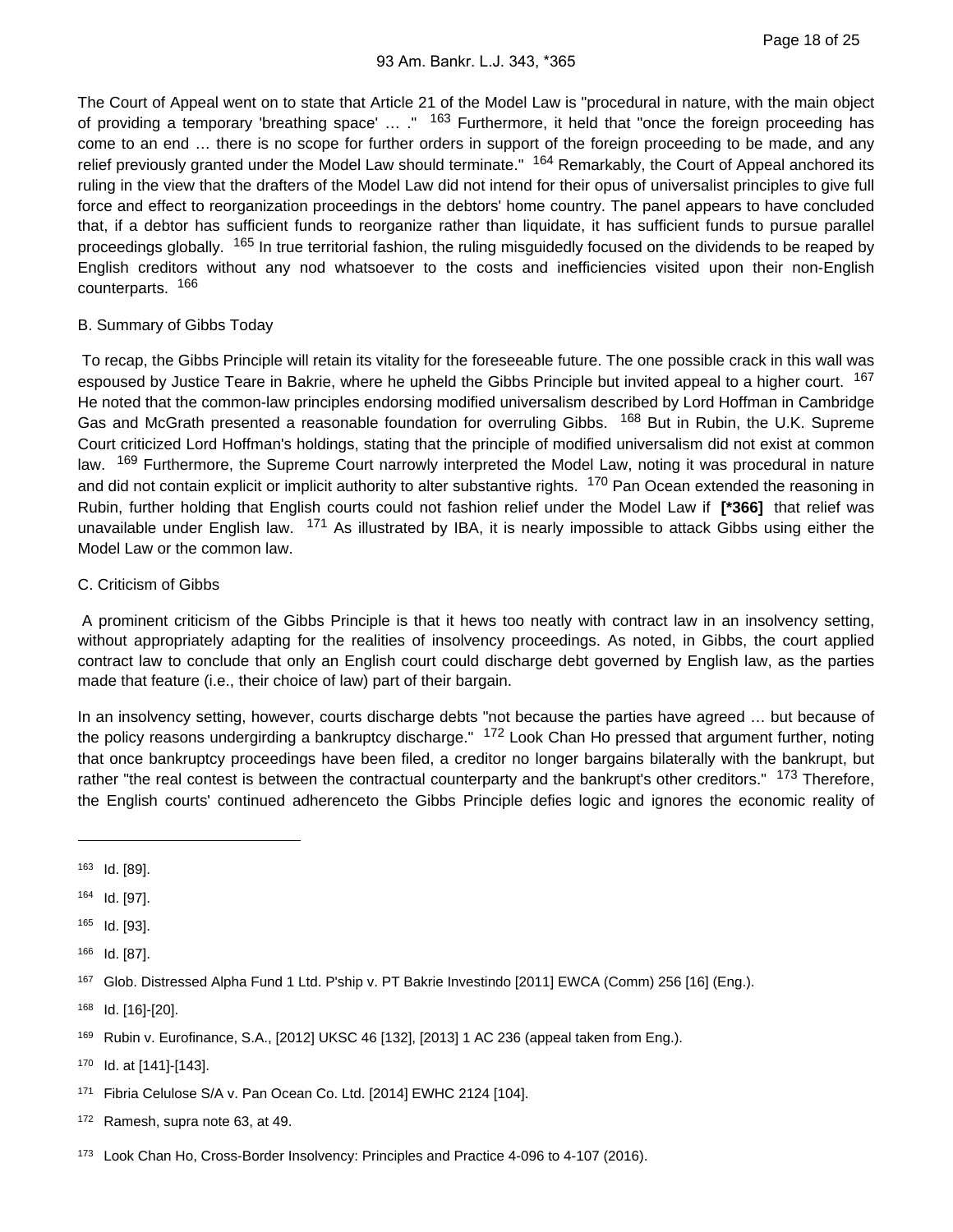The Court of Appeal went on to state that Article 21 of the Model Law is "procedural in nature, with the main object of providing a temporary 'breathing space' … ." [163] Furthermore, it held that "once the foreign proceeding has come to an end … there is no scope for further orders in support of the foreign proceeding to be made, and any relief previously granted under the Model Law should terminate." [164] Remarkably, the Court of Appeal anchored its ruling in the view that the drafters of the Model Law did not intend for their opus of universalist principles to give full force and effect to reorganization proceedings in the debtors' home country. The panel appears to have concluded that, if a debtor has sufficient funds to reorganize rather than liquidate, it has sufficient funds to pursue parallel proceedings globally. [165] In true territorial fashion, the ruling misguidedly focused on the dividends to be reaped by English creditors without any nod whatsoever to the costs and inefficiencies visited upon their non-English counterparts. [166]

B. Summary of Gibbs Today

To recap, the Gibbs Principle will retain its vitality for the foreseeable future. The one possible crack in this wall was espoused by Justice Teare in Bakrie, where he upheld the Gibbs Principle but invited appeal to a higher court. [167] He noted that the common-law principles endorsing modified universalism described by Lord Hoffman in Cambridge Gas and McGrath presented a reasonable foundation for overruling Gibbs. [168] But in Rubin, the U.K. Supreme Court criticized Lord Hoffman's holdings, stating that the principle of modified universalism did not exist at common law. [169] Furthermore, the Supreme Court narrowly interpreted the Model Law, noting it was procedural in nature and did not contain explicit or implicit authority to alter substantive rights. [170] Pan Ocean extended the reasoning in Rubin, further holding that English courts could not fashion relief under the Model Law if **[*366]** that relief was unavailable under English law. [171] As illustrated by IBA, it is nearly impossible to attack Gibbs using either the Model Law or the common law.

C. Criticism of Gibbs

A prominent criticism of the Gibbs Principle is that it hews too neatly with contract law in an insolvency setting, without appropriately adapting for the realities of insolvency proceedings. As noted, in Gibbs, the court applied contract law to conclude that only an English court could discharge debt governed by English law, as the parties made that feature (i.e., their choice of law) part of their bargain.

In an insolvency setting, however, courts discharge debts "not because the parties have agreed … but because of the policy reasons undergirding a bankruptcy discharge." [172] Look Chan Ho pressed that argument further, noting that once bankruptcy proceedings have been filed, a creditor no longer bargains bilaterally with the bankrupt, but rather "the real contest is between the contractual counterparty and the bankrupt's other creditors." [173] Therefore, the English courts' continued adherenceto the Gibbs Principle defies logic and ignores the economic reality of

---

[163] Id. [89].

[164] Id. [97].

[165] Id. [93].

[166] Id. [87].

[167] Glob. Distressed Alpha Fund 1 Ltd. P'ship v. PT Bakrie Investindo [2011] EWCA (Comm) 256 [16] (Eng.).

[168] Id. [16]-[20].

[169] Rubin v. Eurofinance, S.A., [2012] UKSC 46 [132], [2013] 1 AC 236 (appeal taken from Eng.).

[170] Id. at [141]-[143].

[171] Fibria Celulose S/A v. Pan Ocean Co. Ltd. [2014] EWHC 2124 [104].

[172] Ramesh, supra note 63, at 49.

[173] Look Chan Ho, Cross-Border Insolvency: Principles and Practice 4-096 to 4-107 (2016).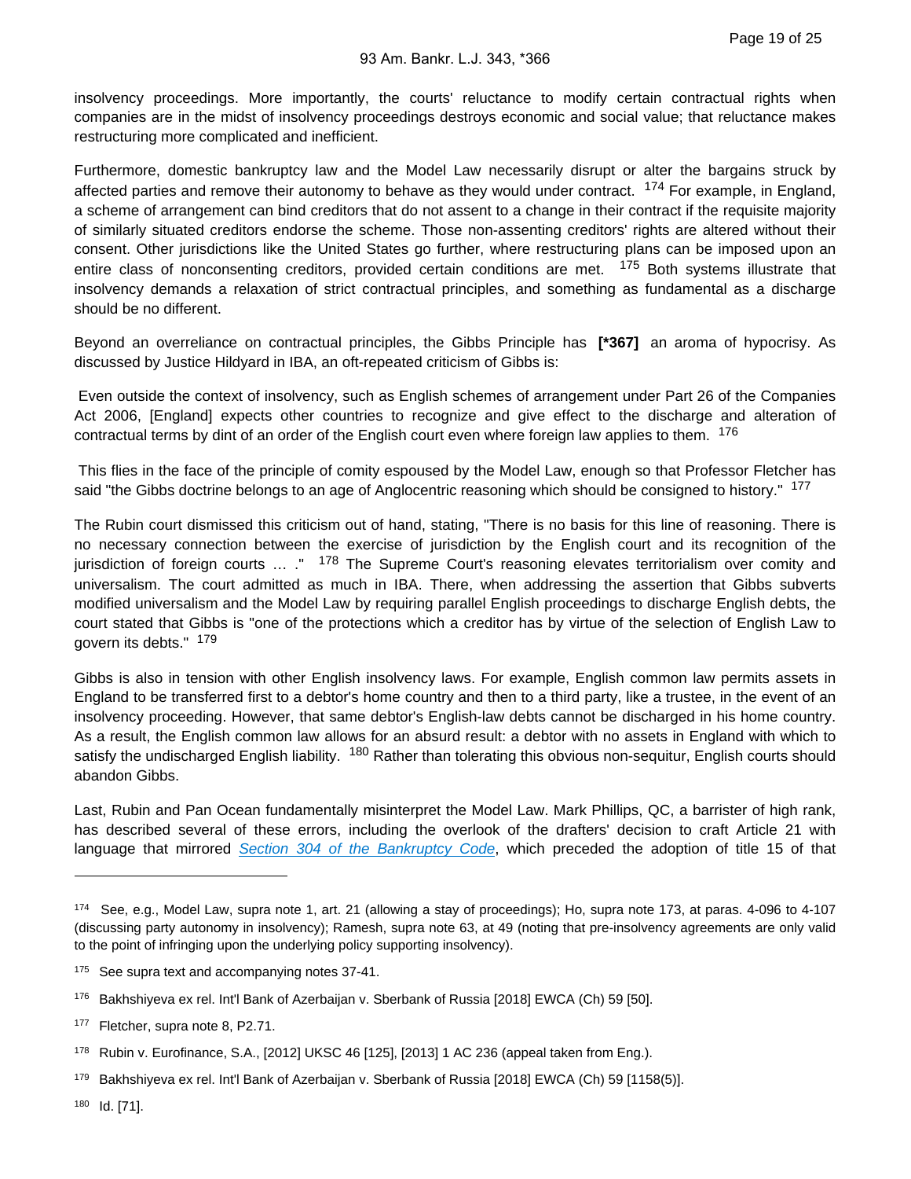insolvency proceedings. More importantly, the courts' reluctance to modify certain contractual rights when companies are in the midst of insolvency proceedings destroys economic and social value; that reluctance makes restructuring more complicated and inefficient.

Furthermore, domestic bankruptcy law and the Model Law necessarily disrupt or alter the bargains struck by affected parties and remove their autonomy to behave as they would under contract. [174] For example, in England, a scheme of arrangement can bind creditors that do not assent to a change in their contract if the requisite majority of similarly situated creditors endorse the scheme. Those non-assenting creditors' rights are altered without their consent. Other jurisdictions like the United States go further, where restructuring plans can be imposed upon an entire class of nonconsenting creditors, provided certain conditions are met. [175] Both systems illustrate that insolvency demands a relaxation of strict contractual principles, and something as fundamental as a discharge should be no different.

Beyond an overreliance on contractual principles, the Gibbs Principle has **[*367]** an aroma of hypocrisy. As discussed by Justice Hildyard in IBA, an oft-repeated criticism of Gibbs is:

> Even outside the context of insolvency, such as English schemes of arrangement under Part 26 of the Companies Act 2006, [England] expects other countries to recognize and give effect to the discharge and alteration of contractual terms by dint of an order of the English court even where foreign law applies to them. [176]

This flies in the face of the principle of comity espoused by the Model Law, enough so that Professor Fletcher has said "the Gibbs doctrine belongs to an age of Anglocentric reasoning which should be consigned to history." [177]

The Rubin court dismissed this criticism out of hand, stating, "There is no basis for this line of reasoning. There is no necessary connection between the exercise of jurisdiction by the English court and its recognition of the jurisdiction of foreign courts ... ." [178] The Supreme Court's reasoning elevates territorialism over comity and universalism. The court admitted as much in IBA. There, when addressing the assertion that Gibbs subverts modified universalism and the Model Law by requiring parallel English proceedings to discharge English debts, the court stated that Gibbs is "one of the protections which a creditor has by virtue of the selection of English Law to govern its debts." [179]

Gibbs is also in tension with other English insolvency laws. For example, English common law permits assets in England to be transferred first to a debtor's home country and then to a third party, like a trustee, in the event of an insolvency proceeding. However, that same debtor's English-law debts cannot be discharged in his home country. As a result, the English common law allows for an absurd result: a debtor with no assets in England with which to satisfy the undischarged English liability. [180] Rather than tolerating this obvious non-sequitur, English courts should abandon Gibbs.

Last, Rubin and Pan Ocean fundamentally misinterpret the Model Law. Mark Phillips, QC, a barrister of high rank, has described several of these errors, including the overlook of the drafters' decision to craft Article 21 with language that mirrored *Section 304 of the Bankruptcy Code*, which preceded the adoption of title 15 of that

---

[174] See, e.g., Model Law, supra note 1, art. 21 (allowing a stay of proceedings); Ho, supra note 173, at paras. 4-096 to 4-107 (discussing party autonomy in insolvency); Ramesh, supra note 63, at 49 (noting that pre-insolvency agreements are only valid to the point of infringing upon the underlying policy supporting insolvency).

[175] See supra text and accompanying notes 37-41.

[176] Bakhshiyeva ex rel. Int'l Bank of Azerbaijan v. Sberbank of Russia [2018] EWCA (Ch) 59 [50].

[177] Fletcher, supra note 8, P2.71.

[178] Rubin v. Eurofinance, S.A., [2012] UKSC 46 [125], [2013] 1 AC 236 (appeal taken from Eng.).

[179] Bakhshiyeva ex rel. Int'l Bank of Azerbaijan v. Sberbank of Russia [2018] EWCA (Ch) 59 [1158(5)].

[180] Id. [71].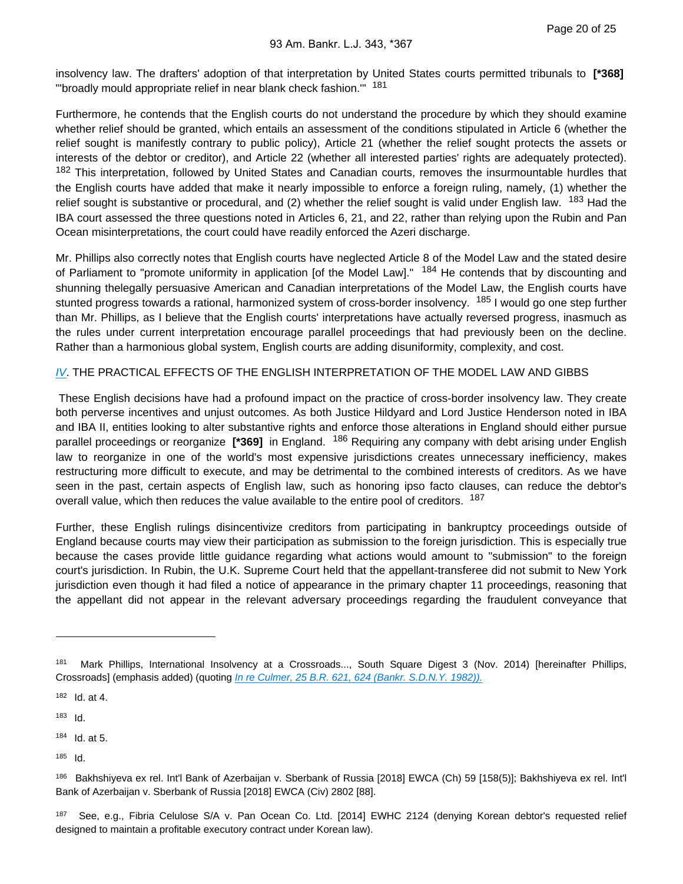insolvency law. The drafters' adoption of that interpretation by United States courts permitted tribunals to **[*368]** "'broadly mould appropriate relief in near blank check fashion.'" [181]

Furthermore, he contends that the English courts do not understand the procedure by which they should examine whether relief should be granted, which entails an assessment of the conditions stipulated in Article 6 (whether the relief sought is manifestly contrary to public policy), Article 21 (whether the relief sought protects the assets or interests of the debtor or creditor), and Article 22 (whether all interested parties' rights are adequately protected). [182] This interpretation, followed by United States and Canadian courts, removes the insurmountable hurdles that the English courts have added that make it nearly impossible to enforce a foreign ruling, namely, (1) whether the relief sought is substantive or procedural, and (2) whether the relief sought is valid under English law. [183] Had the IBA court assessed the three questions noted in Articles 6, 21, and 22, rather than relying upon the Rubin and Pan Ocean misinterpretations, the court could have readily enforced the Azeri discharge.

Mr. Phillips also correctly notes that English courts have neglected Article 8 of the Model Law and the stated desire of Parliament to "promote uniformity in application [of the Model Law]." [184] He contends that by discounting and shunning thelegally persuasive American and Canadian interpretations of the Model Law, the English courts have stunted progress towards a rational, harmonized system of cross-border insolvency. [185] I would go one step further than Mr. Phillips, as I believe that the English courts' interpretations have actually reversed progress, inasmuch as the rules under current interpretation encourage parallel proceedings that had previously been on the decline. Rather than a harmonious global system, English courts are adding disuniformity, complexity, and cost.

## IV. THE PRACTICAL EFFECTS OF THE ENGLISH INTERPRETATION OF THE MODEL LAW AND GIBBS

These English decisions have had a profound impact on the practice of cross-border insolvency law. They create both perverse incentives and unjust outcomes. As both Justice Hildyard and Lord Justice Henderson noted in IBA and IBA II, entities looking to alter substantive rights and enforce those alterations in England should either pursue parallel proceedings or reorganize **[*369]** in England. [186] Requiring any company with debt arising under English law to reorganize in one of the world's most expensive jurisdictions creates unnecessary inefficiency, makes restructuring more difficult to execute, and may be detrimental to the combined interests of creditors. As we have seen in the past, certain aspects of English law, such as honoring ipso facto clauses, can reduce the debtor's overall value, which then reduces the value available to the entire pool of creditors. [187]

Further, these English rulings disincentivize creditors from participating in bankruptcy proceedings outside of England because courts may view their participation as submission to the foreign jurisdiction. This is especially true because the cases provide little guidance regarding what actions would amount to "submission" to the foreign court's jurisdiction. In Rubin, the U.K. Supreme Court held that the appellant-transferee did not submit to New York jurisdiction even though it had filed a notice of appearance in the primary chapter 11 proceedings, reasoning that the appellant did not appear in the relevant adversary proceedings regarding the fraudulent conveyance that

---

[181] Mark Phillips, International Insolvency at a Crossroads..., South Square Digest 3 (Nov. 2014) [hereinafter Phillips, Crossroads] (emphasis added) (quoting *In re Culmer, 25 B.R. 621, 624 (Bankr. S.D.N.Y. 1982)).*

[182] Id. at 4.

[183] Id.

[184] Id. at 5.

[185] Id.

[186] Bakhshiyeva ex rel. Int'l Bank of Azerbaijan v. Sberbank of Russia [2018] EWCA (Ch) 59 [158(5)]; Bakhshiyeva ex rel. Int'l Bank of Azerbaijan v. Sberbank of Russia [2018] EWCA (Civ) 2802 [88].

[187] See, e.g., Fibria Celulose S/A v. Pan Ocean Co. Ltd. [2014] EWHC 2124 (denying Korean debtor's requested relief designed to maintain a profitable executory contract under Korean law).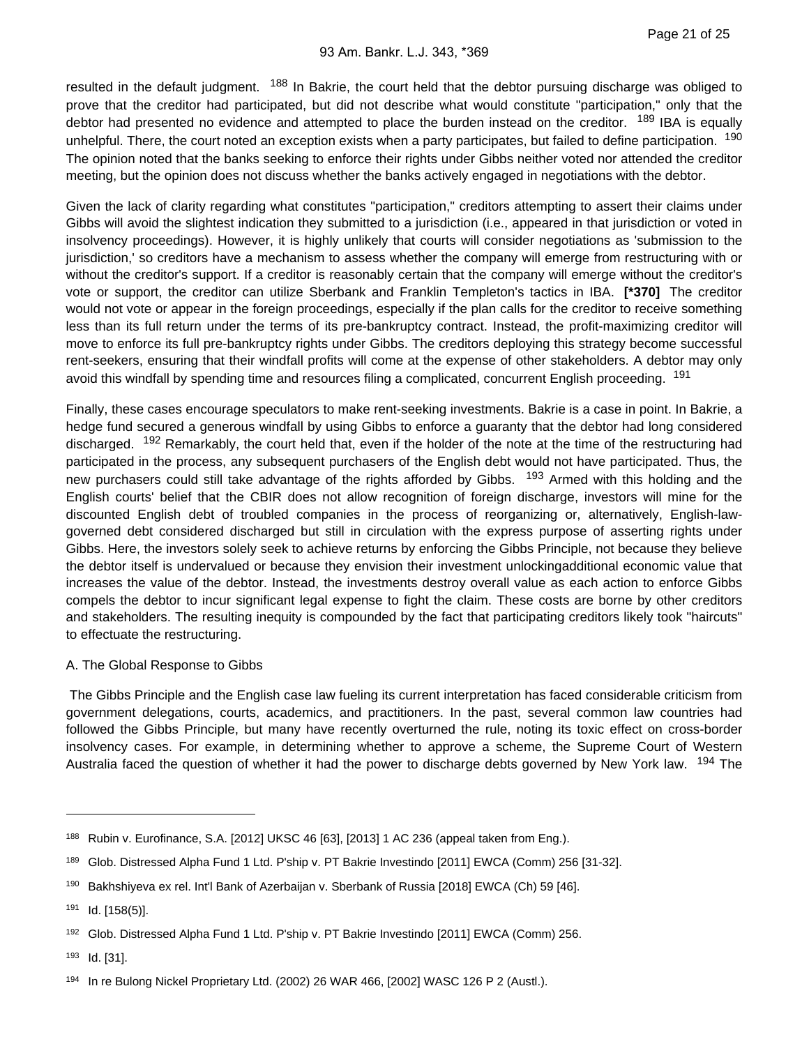resulted in the default judgment. [188] In Bakrie, the court held that the debtor pursuing discharge was obliged to prove that the creditor had participated, but did not describe what would constitute "participation," only that the debtor had presented no evidence and attempted to place the burden instead on the creditor. [189] IBA is equally unhelpful. There, the court noted an exception exists when a party participates, but failed to define participation. [190] The opinion noted that the banks seeking to enforce their rights under Gibbs neither voted nor attended the creditor meeting, but the opinion does not discuss whether the banks actively engaged in negotiations with the debtor.

Given the lack of clarity regarding what constitutes "participation," creditors attempting to assert their claims under Gibbs will avoid the slightest indication they submitted to a jurisdiction (i.e., appeared in that jurisdiction or voted in insolvency proceedings). However, it is highly unlikely that courts will consider negotiations as 'submission to the jurisdiction,' so creditors have a mechanism to assess whether the company will emerge from restructuring with or without the creditor's support. If a creditor is reasonably certain that the company will emerge without the creditor's vote or support, the creditor can utilize Sberbank and Franklin Templeton's tactics in IBA. **[*370]** The creditor would not vote or appear in the foreign proceedings, especially if the plan calls for the creditor to receive something less than its full return under the terms of its pre-bankruptcy contract. Instead, the profit-maximizing creditor will move to enforce its full pre-bankruptcy rights under Gibbs. The creditors deploying this strategy become successful rent-seekers, ensuring that their windfall profits will come at the expense of other stakeholders. A debtor may only avoid this windfall by spending time and resources filing a complicated, concurrent English proceeding. [191]

Finally, these cases encourage speculators to make rent-seeking investments. Bakrie is a case in point. In Bakrie, a hedge fund secured a generous windfall by using Gibbs to enforce a guaranty that the debtor had long considered discharged. [192] Remarkably, the court held that, even if the holder of the note at the time of the restructuring had participated in the process, any subsequent purchasers of the English debt would not have participated. Thus, the new purchasers could still take advantage of the rights afforded by Gibbs. [193] Armed with this holding and the English courts' belief that the CBIR does not allow recognition of foreign discharge, investors will mine for the discounted English debt of troubled companies in the process of reorganizing or, alternatively, English-law-governed debt considered discharged but still in circulation with the express purpose of asserting rights under Gibbs. Here, the investors solely seek to achieve returns by enforcing the Gibbs Principle, not because they believe the debtor itself is undervalued or because they envision their investment unlockingadditional economic value that increases the value of the debtor. Instead, the investments destroy overall value as each action to enforce Gibbs compels the debtor to incur significant legal expense to fight the claim. These costs are borne by other creditors and stakeholders. The resulting inequity is compounded by the fact that participating creditors likely took "haircuts" to effectuate the restructuring.

A. The Global Response to Gibbs

The Gibbs Principle and the English case law fueling its current interpretation has faced considerable criticism from government delegations, courts, academics, and practitioners. In the past, several common law countries had followed the Gibbs Principle, but many have recently overturned the rule, noting its toxic effect on cross-border insolvency cases. For example, in determining whether to approve a scheme, the Supreme Court of Western Australia faced the question of whether it had the power to discharge debts governed by New York law. [194] The

---

[188] Rubin v. Eurofinance, S.A. [2012] UKSC 46 [63], [2013] 1 AC 236 (appeal taken from Eng.).

[189] Glob. Distressed Alpha Fund 1 Ltd. P'ship v. PT Bakrie Investindo [2011] EWCA (Comm) 256 [31-32].

[190] Bakhshiyeva ex rel. Int'l Bank of Azerbaijan v. Sberbank of Russia [2018] EWCA (Ch) 59 [46].

[191] Id. [158(5)].

[192] Glob. Distressed Alpha Fund 1 Ltd. P'ship v. PT Bakrie Investindo [2011] EWCA (Comm) 256.

[193] Id. [31].

[194] In re Bulong Nickel Proprietary Ltd. (2002) 26 WAR 466, [2002] WASC 126 P 2 (Austl.).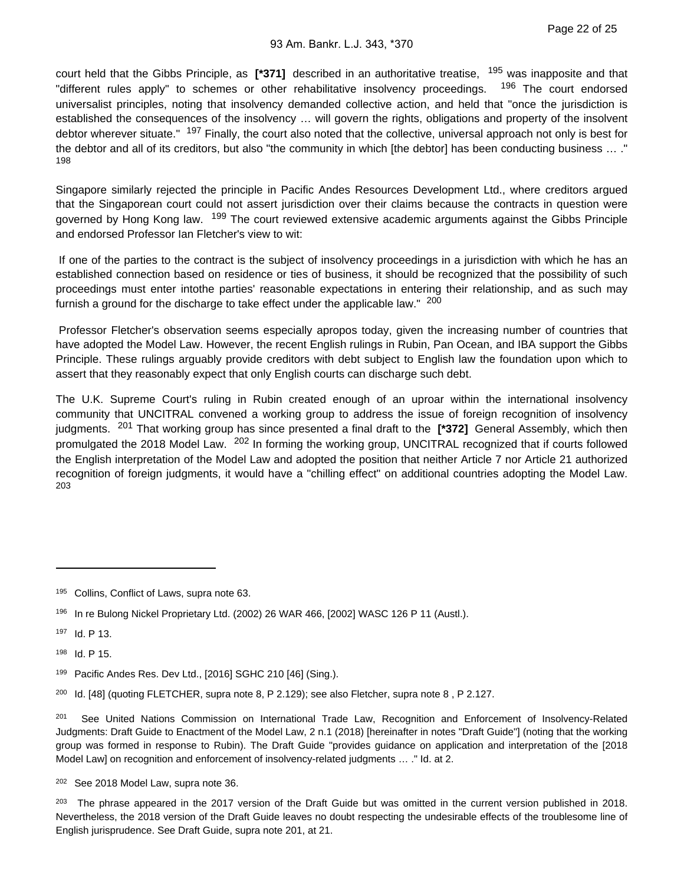court held that the Gibbs Principle, as **[*371]** described in an authoritative treatise, [195] was inapposite and that "different rules apply" to schemes or other rehabilitative insolvency proceedings. [196] The court endorsed universalist principles, noting that insolvency demanded collective action, and held that "once the jurisdiction is established the consequences of the insolvency … will govern the rights, obligations and property of the insolvent debtor wherever situate." [197] Finally, the court also noted that the collective, universal approach not only is best for the debtor and all of its creditors, but also "the community in which [the debtor] has been conducting business … ." [198]

Singapore similarly rejected the principle in Pacific Andes Resources Development Ltd., where creditors argued that the Singaporean court could not assert jurisdiction over their claims because the contracts in question were governed by Hong Kong law. [199] The court reviewed extensive academic arguments against the Gibbs Principle and endorsed Professor Ian Fletcher's view to wit:

If one of the parties to the contract is the subject of insolvency proceedings in a jurisdiction with which he has an established connection based on residence or ties of business, it should be recognized that the possibility of such proceedings must enter intothe parties' reasonable expectations in entering their relationship, and as such may furnish a ground for the discharge to take effect under the applicable law." [200]

Professor Fletcher's observation seems especially apropos today, given the increasing number of countries that have adopted the Model Law. However, the recent English rulings in Rubin, Pan Ocean, and IBA support the Gibbs Principle. These rulings arguably provide creditors with debt subject to English law the foundation upon which to assert that they reasonably expect that only English courts can discharge such debt.

The U.K. Supreme Court's ruling in Rubin created enough of an uproar within the international insolvency community that UNCITRAL convened a working group to address the issue of foreign recognition of insolvency judgments. [201] That working group has since presented a final draft to the **[*372]** General Assembly, which then promulgated the 2018 Model Law. [202] In forming the working group, UNCITRAL recognized that if courts followed the English interpretation of the Model Law and adopted the position that neither Article 7 nor Article 21 authorized recognition of foreign judgments, it would have a "chilling effect" on additional countries adopting the Model Law. [203]

---

[195] Collins, Conflict of Laws, supra note 63.

[196] In re Bulong Nickel Proprietary Ltd. (2002) 26 WAR 466, [2002] WASC 126 P 11 (Austl.).

[197] Id. P 13.

[198] Id. P 15.

[199] Pacific Andes Res. Dev Ltd., [2016] SGHC 210 [46] (Sing.).

[200] Id. [48] (quoting FLETCHER, supra note 8, P 2.129); see also Fletcher, supra note 8 , P 2.127.

[201] See United Nations Commission on International Trade Law, Recognition and Enforcement of Insolvency-Related Judgments: Draft Guide to Enactment of the Model Law, 2 n.1 (2018) [hereinafter in notes "Draft Guide"] (noting that the working group was formed in response to Rubin). The Draft Guide "provides guidance on application and interpretation of the [2018 Model Law] on recognition and enforcement of insolvency-related judgments … ." Id. at 2.

[202] See 2018 Model Law, supra note 36.

[203] The phrase appeared in the 2017 version of the Draft Guide but was omitted in the current version published in 2018. Nevertheless, the 2018 version of the Draft Guide leaves no doubt respecting the undesirable effects of the troublesome line of English jurisprudence. See Draft Guide, supra note 201, at 21.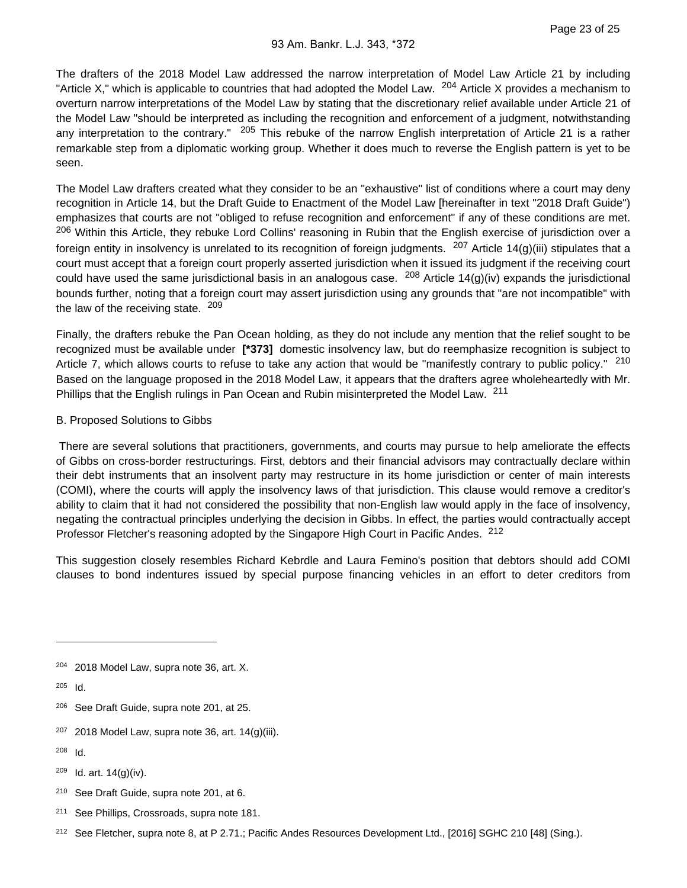The drafters of the 2018 Model Law addressed the narrow interpretation of Model Law Article 21 by including "Article X," which is applicable to countries that had adopted the Model Law. [204] Article X provides a mechanism to overturn narrow interpretations of the Model Law by stating that the discretionary relief available under Article 21 of the Model Law "should be interpreted as including the recognition and enforcement of a judgment, notwithstanding any interpretation to the contrary." [205] This rebuke of the narrow English interpretation of Article 21 is a rather remarkable step from a diplomatic working group. Whether it does much to reverse the English pattern is yet to be seen.

The Model Law drafters created what they consider to be an "exhaustive" list of conditions where a court may deny recognition in Article 14, but the Draft Guide to Enactment of the Model Law [hereinafter in text "2018 Draft Guide") emphasizes that courts are not "obliged to refuse recognition and enforcement" if any of these conditions are met. [206] Within this Article, they rebuke Lord Collins' reasoning in Rubin that the English exercise of jurisdiction over a foreign entity in insolvency is unrelated to its recognition of foreign judgments. [207] Article 14(g)(iii) stipulates that a court must accept that a foreign court properly asserted jurisdiction when it issued its judgment if the receiving court could have used the same jurisdictional basis in an analogous case. [208] Article 14(g)(iv) expands the jurisdictional bounds further, noting that a foreign court may assert jurisdiction using any grounds that "are not incompatible" with the law of the receiving state. [209]

Finally, the drafters rebuke the Pan Ocean holding, as they do not include any mention that the relief sought to be recognized must be available under **[*373]** domestic insolvency law, but do reemphasize recognition is subject to Article 7, which allows courts to refuse to take any action that would be "manifestly contrary to public policy." [210] Based on the language proposed in the 2018 Model Law, it appears that the drafters agree wholeheartedly with Mr. Phillips that the English rulings in Pan Ocean and Rubin misinterpreted the Model Law. [211]

B. Proposed Solutions to Gibbs

There are several solutions that practitioners, governments, and courts may pursue to help ameliorate the effects of Gibbs on cross-border restructurings. First, debtors and their financial advisors may contractually declare within their debt instruments that an insolvent party may restructure in its home jurisdiction or center of main interests (COMI), where the courts will apply the insolvency laws of that jurisdiction. This clause would remove a creditor's ability to claim that it had not considered the possibility that non-English law would apply in the face of insolvency, negating the contractual principles underlying the decision in Gibbs. In effect, the parties would contractually accept Professor Fletcher's reasoning adopted by the Singapore High Court in Pacific Andes. [212]

This suggestion closely resembles Richard Kebrdle and Laura Femino's position that debtors should add COMI clauses to bond indentures issued by special purpose financing vehicles in an effort to deter creditors from

---

[204] 2018 Model Law, supra note 36, art. X.

[205] Id.

[206] See Draft Guide, supra note 201, at 25.

[207] 2018 Model Law, supra note 36, art. 14(g)(iii).

[208] Id.

[209] Id. art. 14(g)(iv).

[210] See Draft Guide, supra note 201, at 6.

[211] See Phillips, Crossroads, supra note 181.

[212] See Fletcher, supra note 8, at P 2.71.; Pacific Andes Resources Development Ltd., [2016] SGHC 210 [48] (Sing.).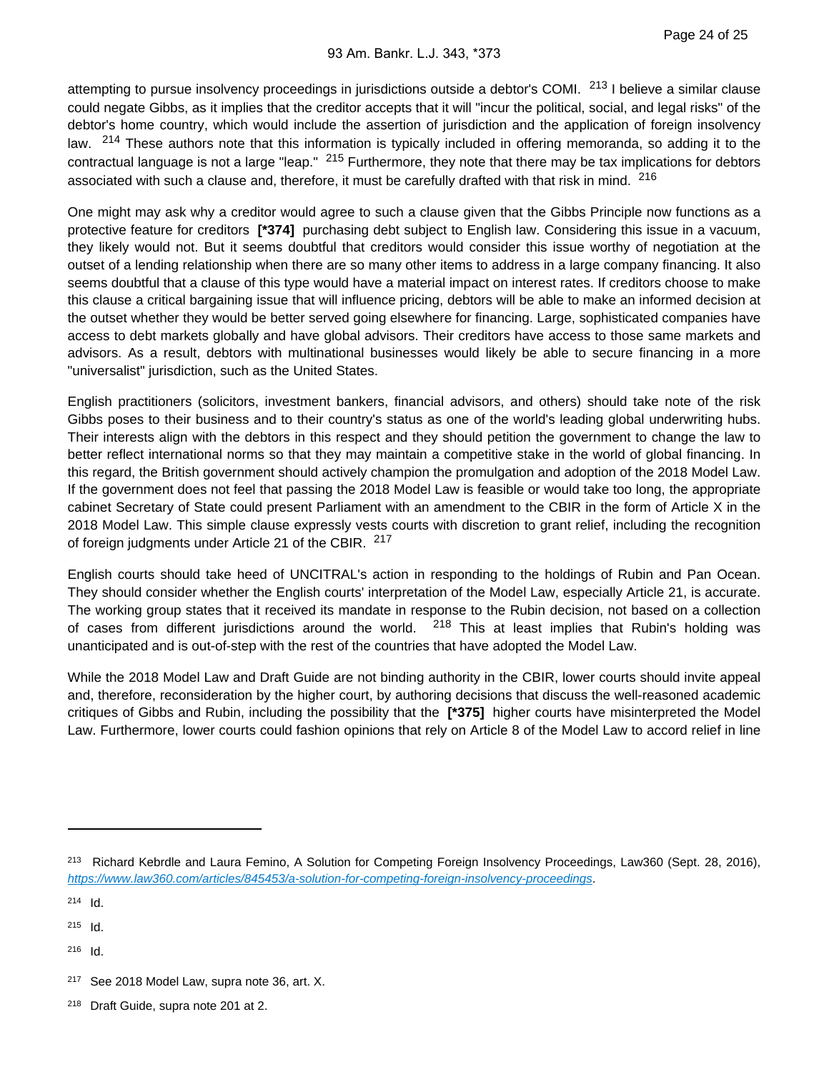attempting to pursue insolvency proceedings in jurisdictions outside a debtor's COMI. [213] I believe a similar clause could negate Gibbs, as it implies that the creditor accepts that it will "incur the political, social, and legal risks" of the debtor's home country, which would include the assertion of jurisdiction and the application of foreign insolvency law. [214] These authors note that this information is typically included in offering memoranda, so adding it to the contractual language is not a large "leap." [215] Furthermore, they note that there may be tax implications for debtors associated with such a clause and, therefore, it must be carefully drafted with that risk in mind. [216]

One might may ask why a creditor would agree to such a clause given that the Gibbs Principle now functions as a protective feature for creditors **[*374]** purchasing debt subject to English law. Considering this issue in a vacuum, they likely would not. But it seems doubtful that creditors would consider this issue worthy of negotiation at the outset of a lending relationship when there are so many other items to address in a large company financing. It also seems doubtful that a clause of this type would have a material impact on interest rates. If creditors choose to make this clause a critical bargaining issue that will influence pricing, debtors will be able to make an informed decision at the outset whether they would be better served going elsewhere for financing. Large, sophisticated companies have access to debt markets globally and have global advisors. Their creditors have access to those same markets and advisors. As a result, debtors with multinational businesses would likely be able to secure financing in a more "universalist" jurisdiction, such as the United States.

English practitioners (solicitors, investment bankers, financial advisors, and others) should take note of the risk Gibbs poses to their business and to their country's status as one of the world's leading global underwriting hubs. Their interests align with the debtors in this respect and they should petition the government to change the law to better reflect international norms so that they may maintain a competitive stake in the world of global financing. In this regard, the British government should actively champion the promulgation and adoption of the 2018 Model Law. If the government does not feel that passing the 2018 Model Law is feasible or would take too long, the appropriate cabinet Secretary of State could present Parliament with an amendment to the CBIR in the form of Article X in the 2018 Model Law. This simple clause expressly vests courts with discretion to grant relief, including the recognition of foreign judgments under Article 21 of the CBIR. [217]

English courts should take heed of UNCITRAL's action in responding to the holdings of Rubin and Pan Ocean. They should consider whether the English courts' interpretation of the Model Law, especially Article 21, is accurate. The working group states that it received its mandate in response to the Rubin decision, not based on a collection of cases from different jurisdictions around the world. [218] This at least implies that Rubin's holding was unanticipated and is out-of-step with the rest of the countries that have adopted the Model Law.

While the 2018 Model Law and Draft Guide are not binding authority in the CBIR, lower courts should invite appeal and, therefore, reconsideration by the higher court, by authoring decisions that discuss the well-reasoned academic critiques of Gibbs and Rubin, including the possibility that the **[*375]** higher courts have misinterpreted the Model Law. Furthermore, lower courts could fashion opinions that rely on Article 8 of the Model Law to accord relief in line

---

[213] Richard Kebrdle and Laura Femino, A Solution for Competing Foreign Insolvency Proceedings, Law360 (Sept. 28, 2016), *https://www.law360.com/articles/845453/a-solution-for-competing-foreign-insolvency-proceedings*.

[214] Id.

[215] Id.

[216] Id.

[217] See 2018 Model Law, supra note 36, art. X.

[218] Draft Guide, supra note 201 at 2.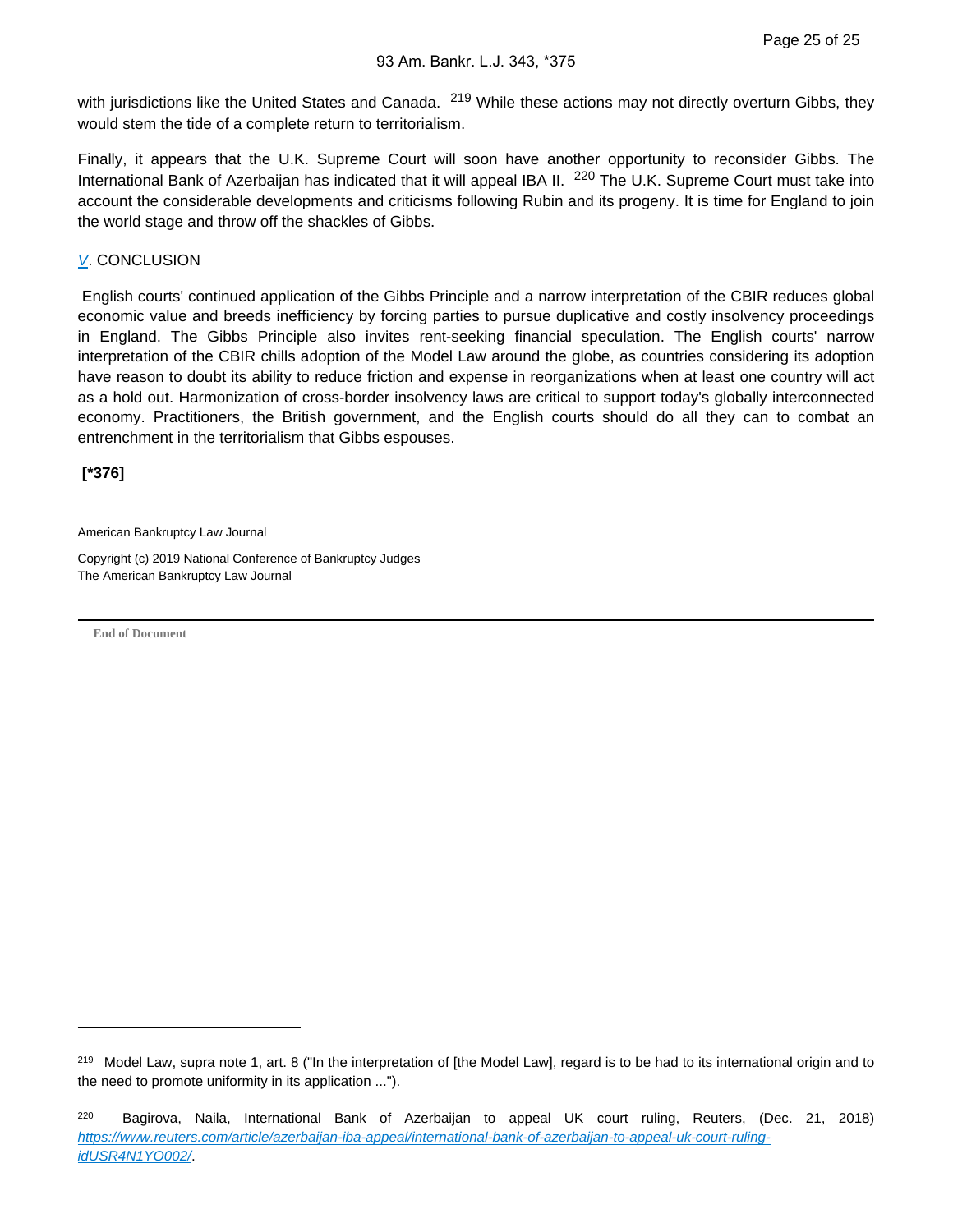with jurisdictions like the United States and Canada. [219] While these actions may not directly overturn Gibbs, they would stem the tide of a complete return to territorialism.

Finally, it appears that the U.K. Supreme Court will soon have another opportunity to reconsider Gibbs. The International Bank of Azerbaijan has indicated that it will appeal IBA II. [220] The U.K. Supreme Court must take into account the considerable developments and criticisms following Rubin and its progeny. It is time for England to join the world stage and throw off the shackles of Gibbs.

## V. CONCLUSION

English courts' continued application of the Gibbs Principle and a narrow interpretation of the CBIR reduces global economic value and breeds inefficiency by forcing parties to pursue duplicative and costly insolvency proceedings in England. The Gibbs Principle also invites rent-seeking financial speculation. The English courts' narrow interpretation of the CBIR chills adoption of the Model Law around the globe, as countries considering its adoption have reason to doubt its ability to reduce friction and expense in reorganizations when at least one country will act as a hold out. Harmonization of cross-border insolvency laws are critical to support today's globally interconnected economy. Practitioners, the British government, and the English courts should do all they can to combat an entrenchment in the territorialism that Gibbs espouses.

**[*376]**

American Bankruptcy Law Journal

Copyright (c) 2019 National Conference of Bankruptcy Judges
The American Bankruptcy Law Journal

End of Document

---

[219] Model Law, supra note 1, art. 8 ("In the interpretation of [the Model Law], regard is to be had to its international origin and to the need to promote uniformity in its application ...").

[220] Bagirova, Naila, International Bank of Azerbaijan to appeal UK court ruling, Reuters, (Dec. 21, 2018) https://www.reuters.com/article/azerbaijan-iba-appeal/international-bank-of-azerbaijan-to-appeal-uk-court-ruling-idUSR4N1YO002/.